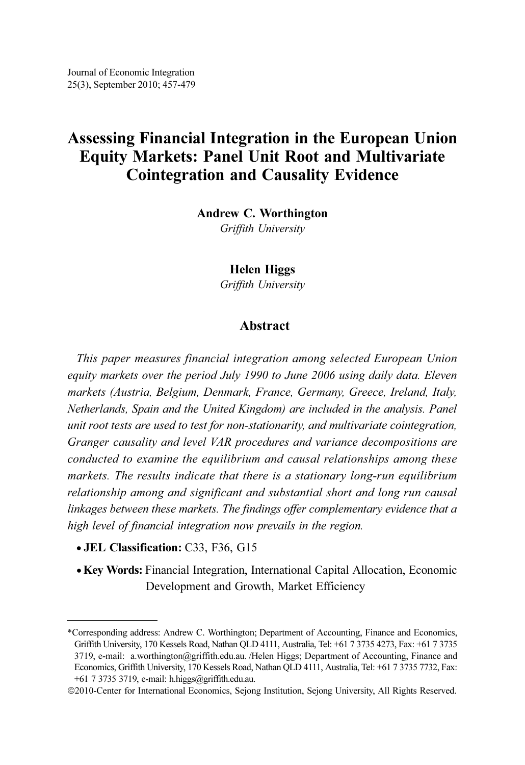Journal of Economic Integration
25(3), September 2010; 457-479

# Assessing Financial Integration in the European Union Equity Markets: Panel Unit Root and Multivariate Cointegration and Causality Evidence

**Andrew C. Worthington**
*Griffith University*

**Helen Higgs**
*Griffith University*

## Abstract

*This paper measures financial integration among selected European Union equity markets over the period July 1990 to June 2006 using daily data. Eleven markets (Austria, Belgium, Denmark, France, Germany, Greece, Ireland, Italy, Netherlands, Spain and the United Kingdom) are included in the analysis. Panel unit root tests are used to test for non-stationarity, and multivariate cointegration, Granger causality and level VAR procedures and variance decompositions are conducted to examine the equilibrium and causal relationships among these markets. The results indicate that there is a stationary long-run equilibrium relationship among and significant and substantial short and long run causal linkages between these markets. The findings offer complementary evidence that a high level of financial integration now prevails in the region.*

- **JEL Classification:** C33, F36, G15
- **Key Words:** Financial Integration, International Capital Allocation, Economic Development and Growth, Market Efficiency

---

*Corresponding address: Andrew C. Worthington; Department of Accounting, Finance and Economics, Griffith University, 170 Kessels Road, Nathan QLD 4111, Australia, Tel: +61 7 3735 4273, Fax: +61 7 3735 3719, e-mail: a.worthington@griffith.edu.au. /Helen Higgs; Department of Accounting, Finance and Economics, Griffith University, 170 Kessels Road, Nathan QLD 4111, Australia, Tel: +61 7 3735 7732, Fax: +61 7 3735 3719, e-mail: h.higgs@griffith.edu.au.

©2010-Center for International Economics, Sejong Institution, Sejong University, All Rights Reserved.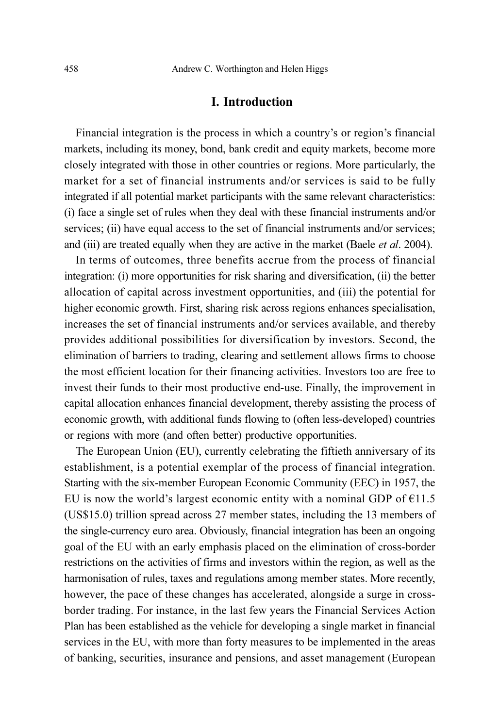## I. Introduction

Financial integration is the process in which a country's or region's financial markets, including its money, bond, bank credit and equity markets, become more closely integrated with those in other countries or regions. More particularly, the market for a set of financial instruments and/or services is said to be fully integrated if all potential market participants with the same relevant characteristics: (i) face a single set of rules when they deal with these financial instruments and/or services; (ii) have equal access to the set of financial instruments and/or services; and (iii) are treated equally when they are active in the market (Baele *et al*. 2004).

In terms of outcomes, three benefits accrue from the process of financial integration: (i) more opportunities for risk sharing and diversification, (ii) the better allocation of capital across investment opportunities, and (iii) the potential for higher economic growth. First, sharing risk across regions enhances specialisation, increases the set of financial instruments and/or services available, and thereby provides additional possibilities for diversification by investors. Second, the elimination of barriers to trading, clearing and settlement allows firms to choose the most efficient location for their financing activities. Investors too are free to invest their funds to their most productive end-use. Finally, the improvement in capital allocation enhances financial development, thereby assisting the process of economic growth, with additional funds flowing to (often less-developed) countries or regions with more (and often better) productive opportunities.

The European Union (EU), currently celebrating the fiftieth anniversary of its establishment, is a potential exemplar of the process of financial integration. Starting with the six-member European Economic Community (EEC) in 1957, the EU is now the world's largest economic entity with a nominal GDP of €11.5 (US$15.0) trillion spread across 27 member states, including the 13 members of the single-currency euro area. Obviously, financial integration has been an ongoing goal of the EU with an early emphasis placed on the elimination of cross-border restrictions on the activities of firms and investors within the region, as well as the harmonisation of rules, taxes and regulations among member states. More recently, however, the pace of these changes has accelerated, alongside a surge in cross-border trading. For instance, in the last few years the Financial Services Action Plan has been established as the vehicle for developing a single market in financial services in the EU, with more than forty measures to be implemented in the areas of banking, securities, insurance and pensions, and asset management (European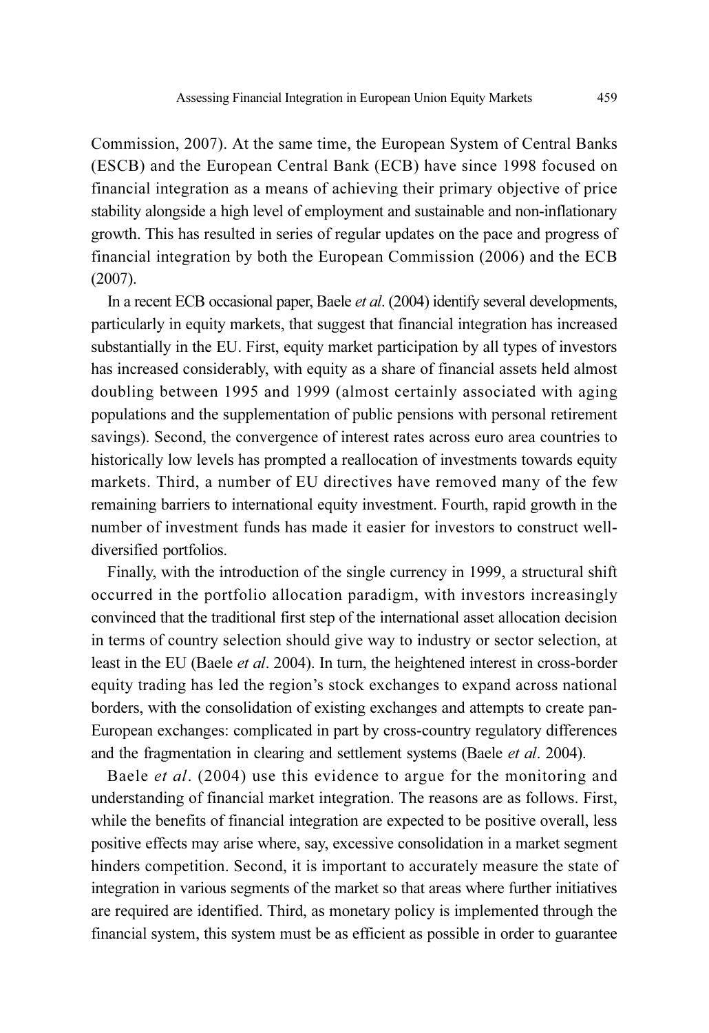Commission, 2007). At the same time, the European System of Central Banks (ESCB) and the European Central Bank (ECB) have since 1998 focused on financial integration as a means of achieving their primary objective of price stability alongside a high level of employment and sustainable and non-inflationary growth. This has resulted in series of regular updates on the pace and progress of financial integration by both the European Commission (2006) and the ECB (2007).

In a recent ECB occasional paper, Baele *et al*. (2004) identify several developments, particularly in equity markets, that suggest that financial integration has increased substantially in the EU. First, equity market participation by all types of investors has increased considerably, with equity as a share of financial assets held almost doubling between 1995 and 1999 (almost certainly associated with aging populations and the supplementation of public pensions with personal retirement savings). Second, the convergence of interest rates across euro area countries to historically low levels has prompted a reallocation of investments towards equity markets. Third, a number of EU directives have removed many of the few remaining barriers to international equity investment. Fourth, rapid growth in the number of investment funds has made it easier for investors to construct well-diversified portfolios.

Finally, with the introduction of the single currency in 1999, a structural shift occurred in the portfolio allocation paradigm, with investors increasingly convinced that the traditional first step of the international asset allocation decision in terms of country selection should give way to industry or sector selection, at least in the EU (Baele *et al*. 2004). In turn, the heightened interest in cross-border equity trading has led the region's stock exchanges to expand across national borders, with the consolidation of existing exchanges and attempts to create pan-European exchanges: complicated in part by cross-country regulatory differences and the fragmentation in clearing and settlement systems (Baele *et al*. 2004).

Baele *et al*. (2004) use this evidence to argue for the monitoring and understanding of financial market integration. The reasons are as follows. First, while the benefits of financial integration are expected to be positive overall, less positive effects may arise where, say, excessive consolidation in a market segment hinders competition. Second, it is important to accurately measure the state of integration in various segments of the market so that areas where further initiatives are required are identified. Third, as monetary policy is implemented through the financial system, this system must be as efficient as possible in order to guarantee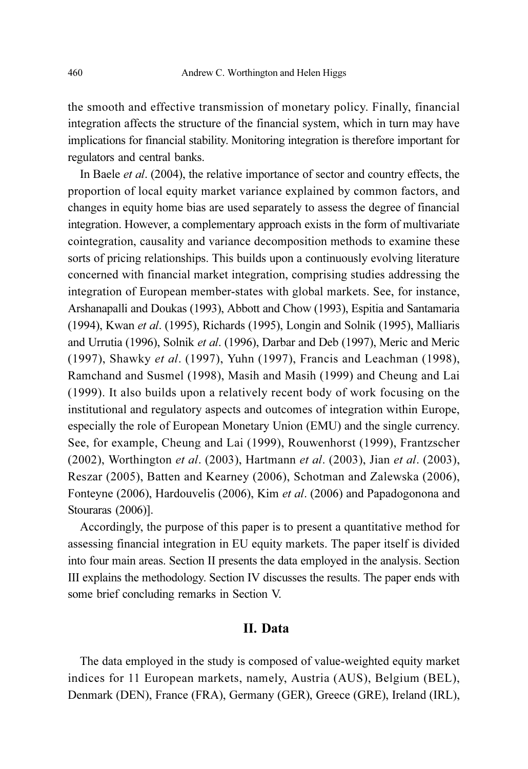the smooth and effective transmission of monetary policy. Finally, financial integration affects the structure of the financial system, which in turn may have implications for financial stability. Monitoring integration is therefore important for regulators and central banks.

In Baele *et al*. (2004), the relative importance of sector and country effects, the proportion of local equity market variance explained by common factors, and changes in equity home bias are used separately to assess the degree of financial integration. However, a complementary approach exists in the form of multivariate cointegration, causality and variance decomposition methods to examine these sorts of pricing relationships. This builds upon a continuously evolving literature concerned with financial market integration, comprising studies addressing the integration of European member-states with global markets. See, for instance, Arshanapalli and Doukas (1993), Abbott and Chow (1993), Espitia and Santamaria (1994), Kwan *et al*. (1995), Richards (1995), Longin and Solnik (1995), Malliaris and Urrutia (1996), Solnik *et al*. (1996), Darbar and Deb (1997), Meric and Meric (1997), Shawky *et al*. (1997), Yuhn (1997), Francis and Leachman (1998), Ramchand and Susmel (1998), Masih and Masih (1999) and Cheung and Lai (1999). It also builds upon a relatively recent body of work focusing on the institutional and regulatory aspects and outcomes of integration within Europe, especially the role of European Monetary Union (EMU) and the single currency. See, for example, Cheung and Lai (1999), Rouwenhorst (1999), Frantzscher (2002), Worthington *et al*. (2003), Hartmann *et al*. (2003), Jian *et al*. (2003), Reszar (2005), Batten and Kearney (2006), Schotman and Zalewska (2006), Fonteyne (2006), Hardouvelis (2006), Kim *et al*. (2006) and Papadogonona and Stouraras (2006)].

Accordingly, the purpose of this paper is to present a quantitative method for assessing financial integration in EU equity markets. The paper itself is divided into four main areas. Section II presents the data employed in the analysis. Section III explains the methodology. Section IV discusses the results. The paper ends with some brief concluding remarks in Section V.

## II. Data

The data employed in the study is composed of value-weighted equity market indices for 11 European markets, namely, Austria (AUS), Belgium (BEL), Denmark (DEN), France (FRA), Germany (GER), Greece (GRE), Ireland (IRL),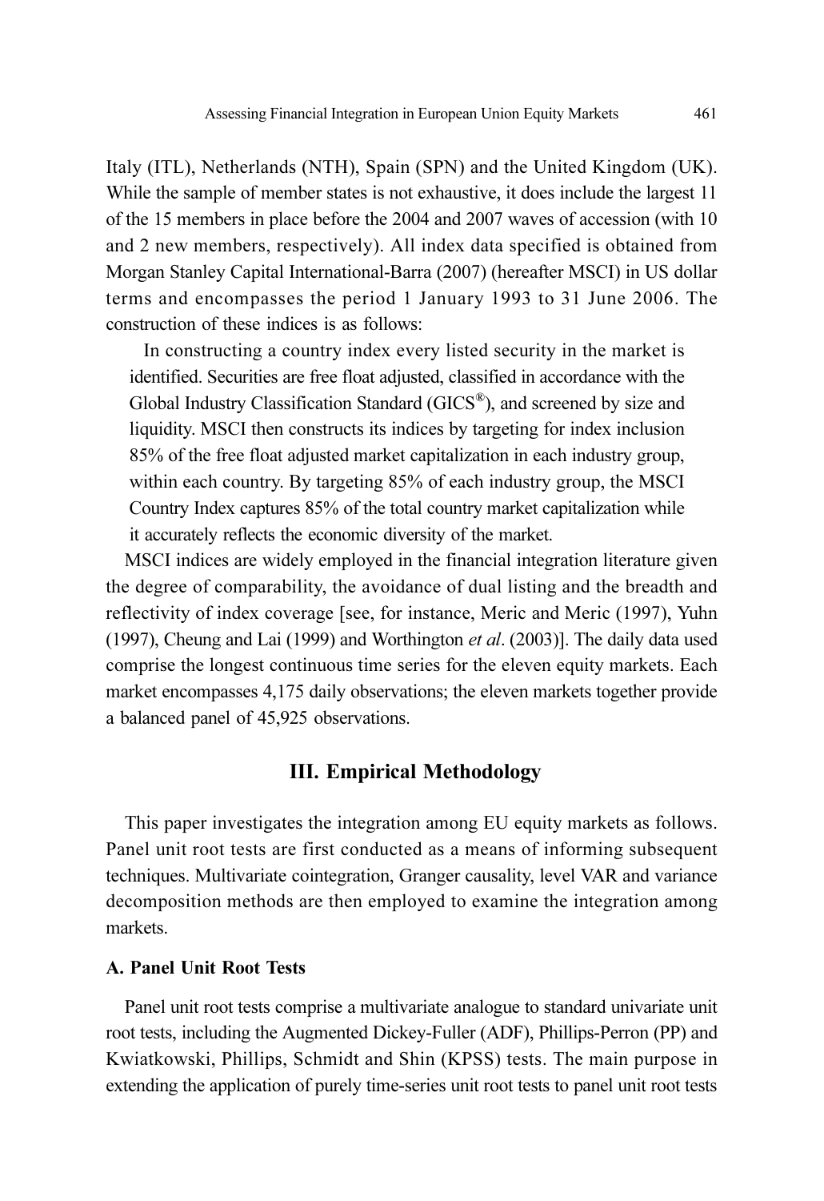Italy (ITL), Netherlands (NTH), Spain (SPN) and the United Kingdom (UK). While the sample of member states is not exhaustive, it does include the largest 11 of the 15 members in place before the 2004 and 2007 waves of accession (with 10 and 2 new members, respectively). All index data specified is obtained from Morgan Stanley Capital International-Barra (2007) (hereafter MSCI) in US dollar terms and encompasses the period 1 January 1993 to 31 June 2006. The construction of these indices is as follows:

> In constructing a country index every listed security in the market is identified. Securities are free float adjusted, classified in accordance with the Global Industry Classification Standard (GICS®), and screened by size and liquidity. MSCI then constructs its indices by targeting for index inclusion 85% of the free float adjusted market capitalization in each industry group, within each country. By targeting 85% of each industry group, the MSCI Country Index captures 85% of the total country market capitalization while it accurately reflects the economic diversity of the market.

MSCI indices are widely employed in the financial integration literature given the degree of comparability, the avoidance of dual listing and the breadth and reflectivity of index coverage [see, for instance, Meric and Meric (1997), Yuhn (1997), Cheung and Lai (1999) and Worthington *et al*. (2003)]. The daily data used comprise the longest continuous time series for the eleven equity markets. Each market encompasses 4,175 daily observations; the eleven markets together provide a balanced panel of 45,925 observations.

## III. Empirical Methodology

This paper investigates the integration among EU equity markets as follows. Panel unit root tests are first conducted as a means of informing subsequent techniques. Multivariate cointegration, Granger causality, level VAR and variance decomposition methods are then employed to examine the integration among markets.

### A. Panel Unit Root Tests

Panel unit root tests comprise a multivariate analogue to standard univariate unit root tests, including the Augmented Dickey-Fuller (ADF), Phillips-Perron (PP) and Kwiatkowski, Phillips, Schmidt and Shin (KPSS) tests. The main purpose in extending the application of purely time-series unit root tests to panel unit root tests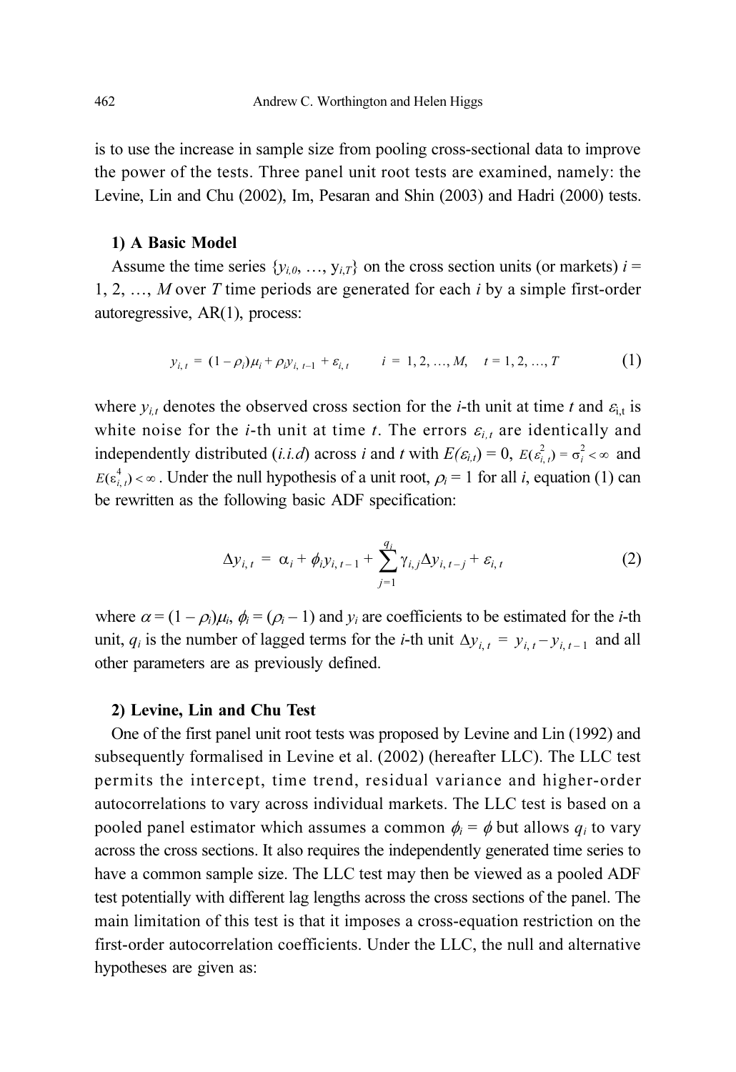is to use the increase in sample size from pooling cross-sectional data to improve the power of the tests. Three panel unit root tests are examined, namely: the Levine, Lin and Chu (2002), Im, Pesaran and Shin (2003) and Hadri (2000) tests.

**1) A Basic Model**

Assume the time series $\{y_{i,0}, \ldots, y_{i,T}\}$ on the cross section units (or markets) $i = 1, 2, \ldots, M$ over $T$ time periods are generated for each $i$ by a simple first-order autoregressive, AR(1), process:

$$y_{i,t} = (1 - \rho_i)\mu_i + \rho_i y_{i,t-1} + \varepsilon_{i,t} \qquad i = 1, 2, \ldots, M, \quad t = 1, 2, \ldots, T \tag{1}$$

where $y_{i,t}$ denotes the observed cross section for the $i$-th unit at time $t$ and $\varepsilon_{i,t}$ is white noise for the $i$-th unit at time $t$. The errors $\varepsilon_{i,t}$ are identically and independently distributed (*i.i.d*) across $i$ and $t$ with $E(\varepsilon_{i,t}) = 0$, $E(\varepsilon_{i,t}^2) = \sigma_i^2 < \infty$ and $E(\varepsilon_{i,t}^4) < \infty$. Under the null hypothesis of a unit root, $\rho_i = 1$ for all $i$, equation (1) can be rewritten as the following basic ADF specification:

$$\Delta y_{i,t} = \alpha_i + \phi_i y_{i,t-1} + \sum_{j=1}^{q_i} \gamma_{i,j} \Delta y_{i,t-j} + \varepsilon_{i,t} \tag{2}$$

where $\alpha = (1 - \rho_i)\mu_i$, $\phi_i = (\rho_i - 1)$ and $y_i$ are coefficients to be estimated for the $i$-th unit, $q_i$ is the number of lagged terms for the $i$-th unit $\Delta y_{i,t} = y_{i,t} - y_{i,t-1}$ and all other parameters are as previously defined.

**2) Levine, Lin and Chu Test**

One of the first panel unit root tests was proposed by Levine and Lin (1992) and subsequently formalised in Levine et al. (2002) (hereafter LLC). The LLC test permits the intercept, time trend, residual variance and higher-order autocorrelations to vary across individual markets. The LLC test is based on a pooled panel estimator which assumes a common $\phi_i = \phi$ but allows $q_i$ to vary across the cross sections. It also requires the independently generated time series to have a common sample size. The LLC test may then be viewed as a pooled ADF test potentially with different lag lengths across the cross sections of the panel. The main limitation of this test is that it imposes a cross-equation restriction on the first-order autocorrelation coefficients. Under the LLC, the null and alternative hypotheses are given as: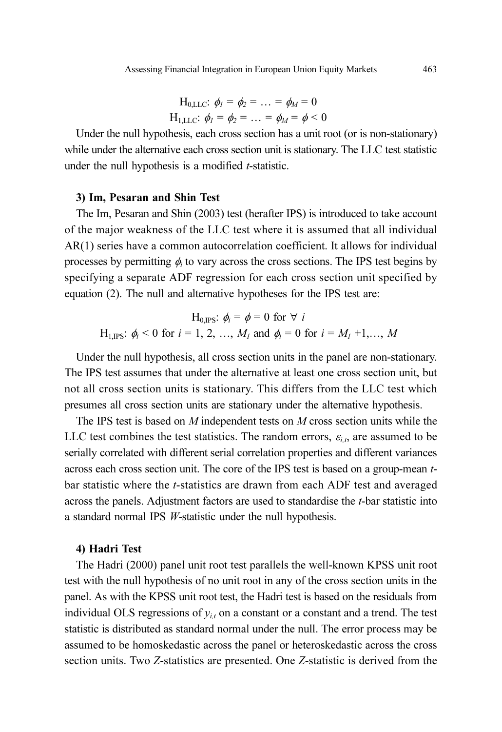$$\mathrm{H}_{0,\mathrm{LLC}}: \phi_1 = \phi_2 = \ldots = \phi_M = 0$$
$$\mathrm{H}_{1,\mathrm{LLC}}: \phi_1 = \phi_2 = \ldots = \phi_M = \phi < 0$$

Under the null hypothesis, each cross section has a unit root (or is non-stationary) while under the alternative each cross section unit is stationary. The LLC test statistic under the null hypothesis is a modified *t*-statistic.

### 3) Im, Pesaran and Shin Test

The Im, Pesaran and Shin (2003) test (herafter IPS) is introduced to take account of the major weakness of the LLC test where it is assumed that all individual AR(1) series have a common autocorrelation coefficient. It allows for individual processes by permitting $\phi_i$ to vary across the cross sections. The IPS test begins by specifying a separate ADF regression for each cross section unit specified by equation (2). The null and alternative hypotheses for the IPS test are:

$$\mathrm{H}_{0,\mathrm{IPS}}: \phi_i = \phi = 0 \text{ for } \forall\ i$$
$$\mathrm{H}_{1,\mathrm{IPS}}: \phi_i < 0 \text{ for } i = 1, 2, \ldots, M_1 \text{ and } \phi_i = 0 \text{ for } i = M_1 + 1, \ldots, M$$

Under the null hypothesis, all cross section units in the panel are non-stationary. The IPS test assumes that under the alternative at least one cross section unit, but not all cross section units is stationary. This differs from the LLC test which presumes all cross section units are stationary under the alternative hypothesis.

The IPS test is based on *M* independent tests on *M* cross section units while the LLC test combines the test statistics. The random errors, $\varepsilon_{i,t}$, are assumed to be serially correlated with different serial correlation properties and different variances across each cross section unit. The core of the IPS test is based on a group-mean *t*-bar statistic where the *t*-statistics are drawn from each ADF test and averaged across the panels. Adjustment factors are used to standardise the *t*-bar statistic into a standard normal IPS *W*-statistic under the null hypothesis.

### 4) Hadri Test

The Hadri (2000) panel unit root test parallels the well-known KPSS unit root test with the null hypothesis of no unit root in any of the cross section units in the panel. As with the KPSS unit root test, the Hadri test is based on the residuals from individual OLS regressions of $y_{i,t}$ on a constant or a constant and a trend. The test statistic is distributed as standard normal under the null. The error process may be assumed to be homoskedastic across the panel or heteroskedastic across the cross section units. Two *Z*-statistics are presented. One *Z*-statistic is derived from the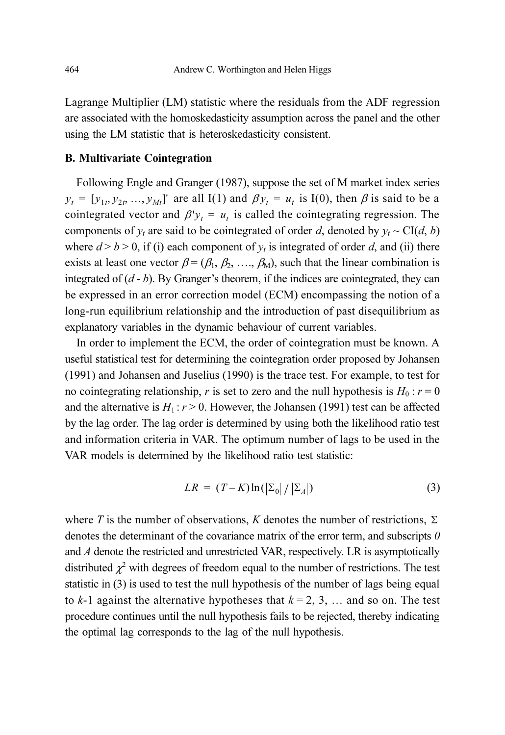Lagrange Multiplier (LM) statistic where the residuals from the ADF regression are associated with the homoskedasticity assumption across the panel and the other using the LM statistic that is heteroskedasticity consistent.

### B. Multivariate Cointegration

Following Engle and Granger (1987), suppose the set of M market index series $y_t = [y_{1t}, y_{2t}, \ldots, y_{Mt}]'$ are all I(1) and $\beta y_t = u_t$ is I(0), then $\beta$ is said to be a cointegrated vector and $\beta' y_t = u_t$ is called the cointegrating regression. The components of $y_t$ are said to be cointegrated of order $d$, denoted by $y_t \sim \mathrm{CI}(d, b)$ where $d > b > 0$, if (i) each component of $y_t$ is integrated of order $d$, and (ii) there exists at least one vector $\beta = (\beta_1, \beta_2, \ldots, \beta_M)$, such that the linear combination is integrated of $(d - b)$. By Granger's theorem, if the indices are cointegrated, they can be expressed in an error correction model (ECM) encompassing the notion of a long-run equilibrium relationship and the introduction of past disequilibrium as explanatory variables in the dynamic behaviour of current variables.

In order to implement the ECM, the order of cointegration must be known. A useful statistical test for determining the cointegration order proposed by Johansen (1991) and Johansen and Juselius (1990) is the trace test. For example, to test for no cointegrating relationship, $r$ is set to zero and the null hypothesis is $H_0 : r = 0$ and the alternative is $H_1 : r > 0$. However, the Johansen (1991) test can be affected by the lag order. The lag order is determined by using both the likelihood ratio test and information criteria in VAR. The optimum number of lags to be used in the VAR models is determined by the likelihood ratio test statistic:

$$LR = (T - K)\ln(|\Sigma_0| / |\Sigma_A|) \tag{3}$$

where $T$ is the number of observations, $K$ denotes the number of restrictions, $\Sigma$ denotes the determinant of the covariance matrix of the error term, and subscripts $0$ and $A$ denote the restricted and unrestricted VAR, respectively. LR is asymptotically distributed $\chi^2$ with degrees of freedom equal to the number of restrictions. The test statistic in (3) is used to test the null hypothesis of the number of lags being equal to $k$-1 against the alternative hypotheses that $k = 2, 3, \ldots$ and so on. The test procedure continues until the null hypothesis fails to be rejected, thereby indicating the optimal lag corresponds to the lag of the null hypothesis.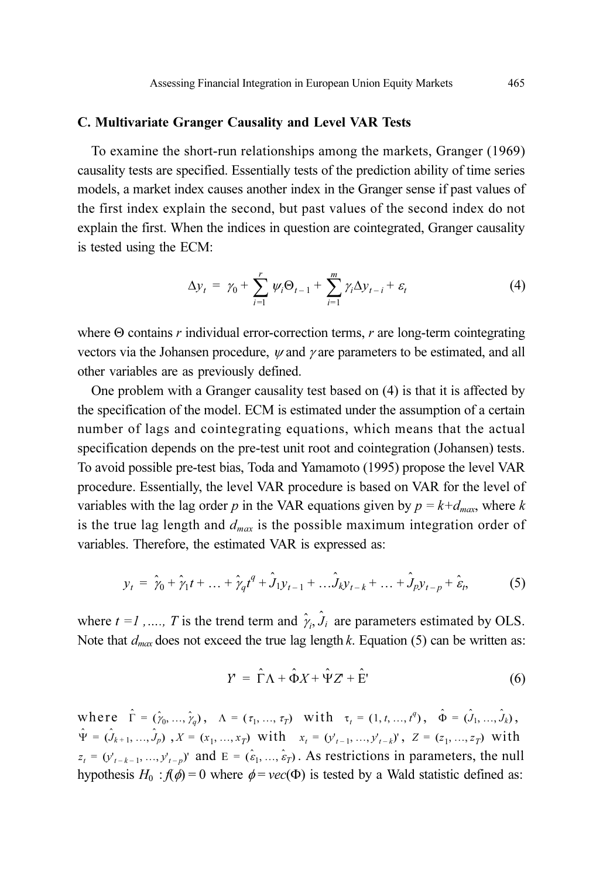### C. Multivariate Granger Causality and Level VAR Tests

To examine the short-run relationships among the markets, Granger (1969) causality tests are specified. Essentially tests of the prediction ability of time series models, a market index causes another index in the Granger sense if past values of the first index explain the second, but past values of the second index do not explain the first. When the indices in question are cointegrated, Granger causality is tested using the ECM:

$$\Delta y_t = \gamma_0 + \sum_{i=1}^{r} \psi_i \Theta_{t-1} + \sum_{i=1}^{m} \gamma_i \Delta y_{t-i} + \varepsilon_t \tag{4}$$

where $\Theta$ contains $r$ individual error-correction terms, $r$ are long-term cointegrating vectors via the Johansen procedure, $\psi$ and $\gamma$ are parameters to be estimated, and all other variables are as previously defined.

One problem with a Granger causality test based on (4) is that it is affected by the specification of the model. ECM is estimated under the assumption of a certain number of lags and cointegrating equations, which means that the actual specification depends on the pre-test unit root and cointegration (Johansen) tests. To avoid possible pre-test bias, Toda and Yamamoto (1995) propose the level VAR procedure. Essentially, the level VAR procedure is based on VAR for the level of variables with the lag order $p$ in the VAR equations given by $p = k+d_{max}$, where $k$ is the true lag length and $d_{max}$ is the possible maximum integration order of variables. Therefore, the estimated VAR is expressed as:

$$y_t = \hat{\gamma}_0 + \hat{\gamma}_1 t + \ldots + \hat{\gamma}_q t^q + \hat{J}_1 y_{t-1} + \ldots \hat{J}_k y_{t-k} + \ldots + \hat{J}_p y_{t-p} + \hat{\varepsilon}_t, \tag{5}$$

where $t = 1, \ldots, T$ is the trend term and $\hat{\gamma}_i, \hat{J}_i$ are parameters estimated by OLS. Note that $d_{max}$ does not exceed the true lag length $k$. Equation (5) can be written as:

$$Y' = \hat{\Gamma}\Lambda + \hat{\Phi}X + \hat{\Psi}Z' + \hat{\mathrm{E}}' \tag{6}$$

where $\hat{\Gamma} = (\hat{\gamma}_0, \ldots, \hat{\gamma}_q)$, $\Lambda = (\tau_1, \ldots, \tau_T)$ with $\tau_t = (1, t, \ldots, t^q)$, $\hat{\Phi} = (\hat{J}_1, \ldots, \hat{J}_k)$, $\hat{\Psi} = (\hat{J}_{k+1}, \ldots, \hat{J}_p)$, $X = (x_1, \ldots, x_T)$ with $x_t = (y'_{t-1}, \ldots, y'_{t-k})'$, $Z = (z_1, \ldots, z_T)$ with $z_t = (y'_{t-k-1}, \ldots, y'_{t-p})'$ and $\mathrm{E} = (\hat{\varepsilon}_1, \ldots, \hat{\varepsilon}_T)$. As restrictions in parameters, the null hypothesis $H_0 : f(\phi) = 0$ where $\phi = vec(\Phi)$ is tested by a Wald statistic defined as: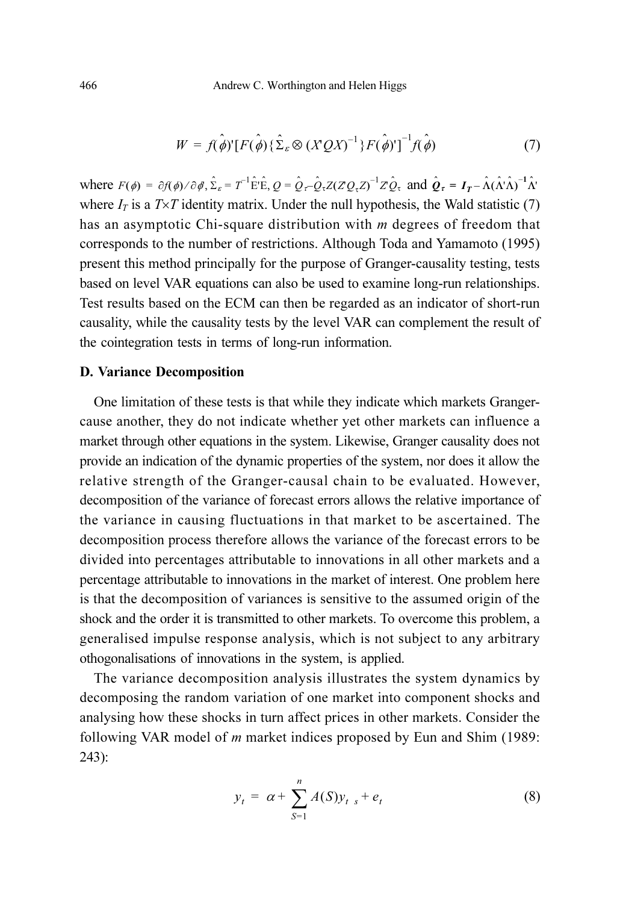$$W = f(\hat{\phi})'[F(\hat{\phi})\{\hat{\Sigma}_\varepsilon \otimes (X'QX)^{-1}\}F(\hat{\phi})']^{-1}f(\hat{\phi}) \tag{7}$$

where $F(\phi) = \partial f(\phi)/\partial\phi$, $\hat{\Sigma}_\varepsilon = T^{-1}\hat{\text{E}}'\hat{\text{E}}$, $Q = \hat{Q}_\tau - \hat{Q}_\tau Z(Z'\hat{Q}_\tau Z)^{-1}Z'\hat{Q}_\tau$ and $\hat{\boldsymbol{Q}}_\tau = \boldsymbol{I_T} - \hat{\Lambda}(\hat{\Lambda}'\hat{\Lambda})^{-1}\hat{\Lambda}'$ where $I_T$ is a $T \times T$ identity matrix. Under the null hypothesis, the Wald statistic (7) has an asymptotic Chi-square distribution with $m$ degrees of freedom that corresponds to the number of restrictions. Although Toda and Yamamoto (1995) present this method principally for the purpose of Granger-causality testing, tests based on level VAR equations can also be used to examine long-run relationships. Test results based on the ECM can then be regarded as an indicator of short-run causality, while the causality tests by the level VAR can complement the result of the cointegration tests in terms of long-run information.

### D. Variance Decomposition

One limitation of these tests is that while they indicate which markets Granger-cause another, they do not indicate whether yet other markets can influence a market through other equations in the system. Likewise, Granger causality does not provide an indication of the dynamic properties of the system, nor does it allow the relative strength of the Granger-causal chain to be evaluated. However, decomposition of the variance of forecast errors allows the relative importance of the variance in causing fluctuations in that market to be ascertained. The decomposition process therefore allows the variance of the forecast errors to be divided into percentages attributable to innovations in all other markets and a percentage attributable to innovations in the market of interest. One problem here is that the decomposition of variances is sensitive to the assumed origin of the shock and the order it is transmitted to other markets. To overcome this problem, a generalised impulse response analysis, which is not subject to any arbitrary othogonalisations of innovations in the system, is applied.

The variance decomposition analysis illustrates the system dynamics by decomposing the random variation of one market into component shocks and analysing how these shocks in turn affect prices in other markets. Consider the following VAR model of $m$ market indices proposed by Eun and Shim (1989: 243):

$$y_t = \alpha + \sum_{S=1}^{n} A(S)y_{t-s} + e_t \tag{8}$$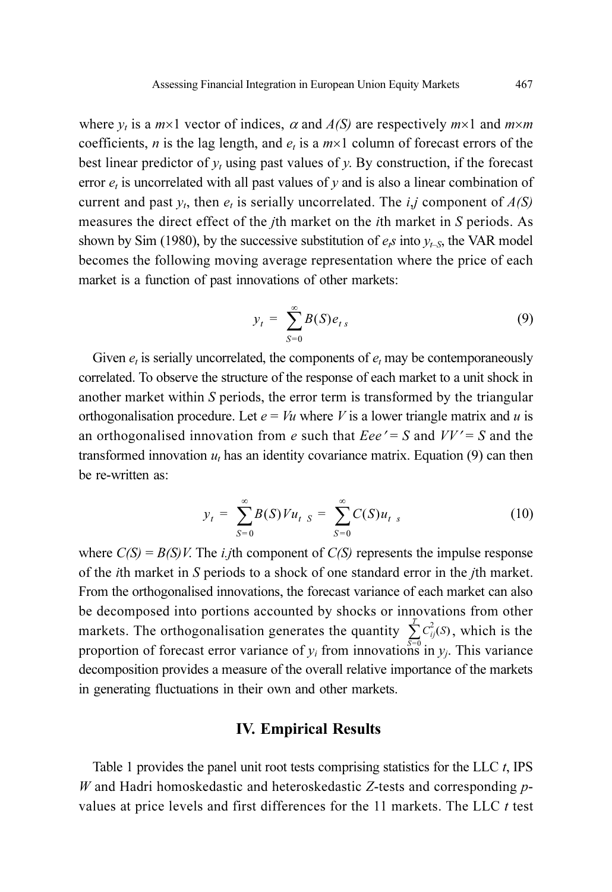where $y_t$ is a $m \times 1$ vector of indices, $\alpha$ and $A(S)$ are respectively $m \times 1$ and $m \times m$ coefficients, $n$ is the lag length, and $e_t$ is a $m \times 1$ column of forecast errors of the best linear predictor of $y_t$ using past values of $y$. By construction, if the forecast error $e_t$ is uncorrelated with all past values of $y$ and is also a linear combination of current and past $y_t$, then $e_t$ is serially uncorrelated. The $i,j$ component of $A(S)$ measures the direct effect of the $j$th market on the $i$th market in $S$ periods. As shown by Sim (1980), by the successive substitution of $e_t s$ into $y_{t-S}$, the VAR model becomes the following moving average representation where the price of each market is a function of past innovations of other markets:

$$y_t = \sum_{S=0}^{\infty} B(S) e_{t\ s} \tag{9}$$

Given $e_t$ is serially uncorrelated, the components of $e_t$ may be contemporaneously correlated. To observe the structure of the response of each market to a unit shock in another market within $S$ periods, the error term is transformed by the triangular orthogonalisation procedure. Let $e = Vu$ where $V$ is a lower triangle matrix and $u$ is an orthogonalised innovation from $e$ such that $Eee' = S$ and $VV' = S$ and the transformed innovation $u_t$ has an identity covariance matrix. Equation (9) can then be re-written as:

$$y_t = \sum_{S=0}^{\infty} B(S) V u_{t\ S} = \sum_{S=0}^{\infty} C(S) u_{t\ s} \tag{10}$$

where $C(S) = B(S)V$. The $i.j$th component of $C(S)$ represents the impulse response of the $i$th market in $S$ periods to a shock of one standard error in the $j$th market. From the orthogonalised innovations, the forecast variance of each market can also be decomposed into portions accounted by shocks or innovations from other markets. The orthogonalisation generates the quantity $\sum_{S=0}^{T} C_{ij}^2(S)$, which is the proportion of forecast error variance of $y_i$ from innovations in $y_j$. This variance decomposition provides a measure of the overall relative importance of the markets in generating fluctuations in their own and other markets.

## IV. Empirical Results

Table 1 provides the panel unit root tests comprising statistics for the LLC $t$, IPS $W$ and Hadri homoskedastic and heteroskedastic $Z$-tests and corresponding $p$-values at price levels and first differences for the 11 markets. The LLC $t$ test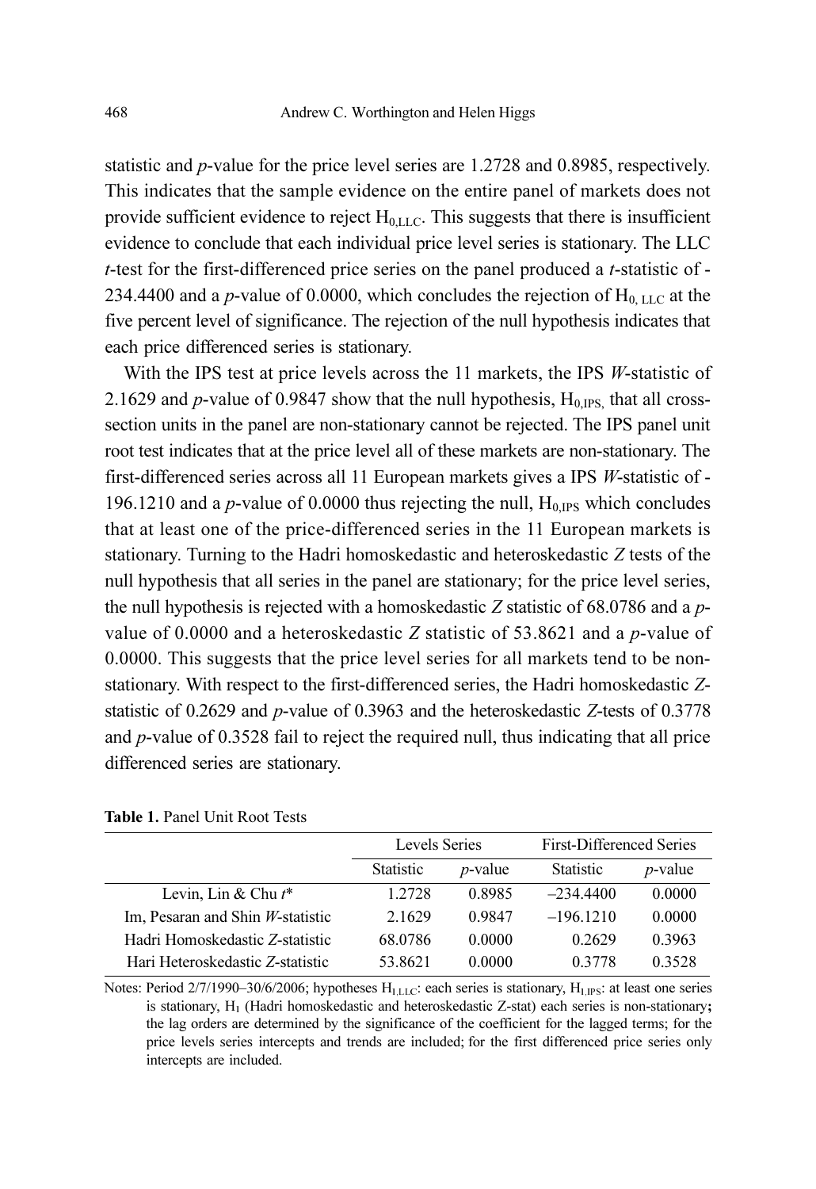statistic and *p*-value for the price level series are 1.2728 and 0.8985, respectively. This indicates that the sample evidence on the entire panel of markets does not provide sufficient evidence to reject $H_{0,LLC}$. This suggests that there is insufficient evidence to conclude that each individual price level series is stationary. The LLC *t*-test for the first-differenced price series on the panel produced a *t*-statistic of -234.4400 and a *p*-value of 0.0000, which concludes the rejection of $H_{0,LLC}$ at the five percent level of significance. The rejection of the null hypothesis indicates that each price differenced series is stationary.

With the IPS test at price levels across the 11 markets, the IPS *W*-statistic of 2.1629 and *p*-value of 0.9847 show that the null hypothesis, $H_{0,IPS}$, that all cross-section units in the panel are non-stationary cannot be rejected. The IPS panel unit root test indicates that at the price level all of these markets are non-stationary. The first-differenced series across all 11 European markets gives a IPS *W*-statistic of -196.1210 and a *p*-value of 0.0000 thus rejecting the null, $H_{0,IPS}$ which concludes that at least one of the price-differenced series in the 11 European markets is stationary. Turning to the Hadri homoskedastic and heteroskedastic *Z* tests of the null hypothesis that all series in the panel are stationary; for the price level series, the null hypothesis is rejected with a homoskedastic *Z* statistic of 68.0786 and a *p*-value of 0.0000 and a heteroskedastic *Z* statistic of 53.8621 and a *p*-value of 0.0000. This suggests that the price level series for all markets tend to be non-stationary. With respect to the first-differenced series, the Hadri homoskedastic *Z*-statistic of 0.2629 and *p*-value of 0.3963 and the heteroskedastic *Z*-tests of 0.3778 and *p*-value of 0.3528 fail to reject the required null, thus indicating that all price differenced series are stationary.

**Table 1.** Panel Unit Root Tests

| | Levels Series | | First-Differenced Series | |
|---|---|---|---|---|
| | Statistic | *p*-value | Statistic | *p*-value |
| Levin, Lin & Chu *t** | 1.2728 | 0.8985 | –234.4400 | 0.0000 |
| Im, Pesaran and Shin *W*-statistic | 2.1629 | 0.9847 | –196.1210 | 0.0000 |
| Hadri Homoskedastic *Z*-statistic | 68.0786 | 0.0000 | 0.2629 | 0.3963 |
| Hari Heteroskedastic *Z*-statistic | 53.8621 | 0.0000 | 0.3778 | 0.3528 |

Notes: Period 2/7/1990–30/6/2006; hypotheses $H_{1,LLC}$: each series is stationary, $H_{1,IPS}$: at least one series is stationary, $H_1$ (Hadri homoskedastic and heteroskedastic Z-stat) each series is non-stationary**;** the lag orders are determined by the significance of the coefficient for the lagged terms; for the price levels series intercepts and trends are included; for the first differenced price series only intercepts are included.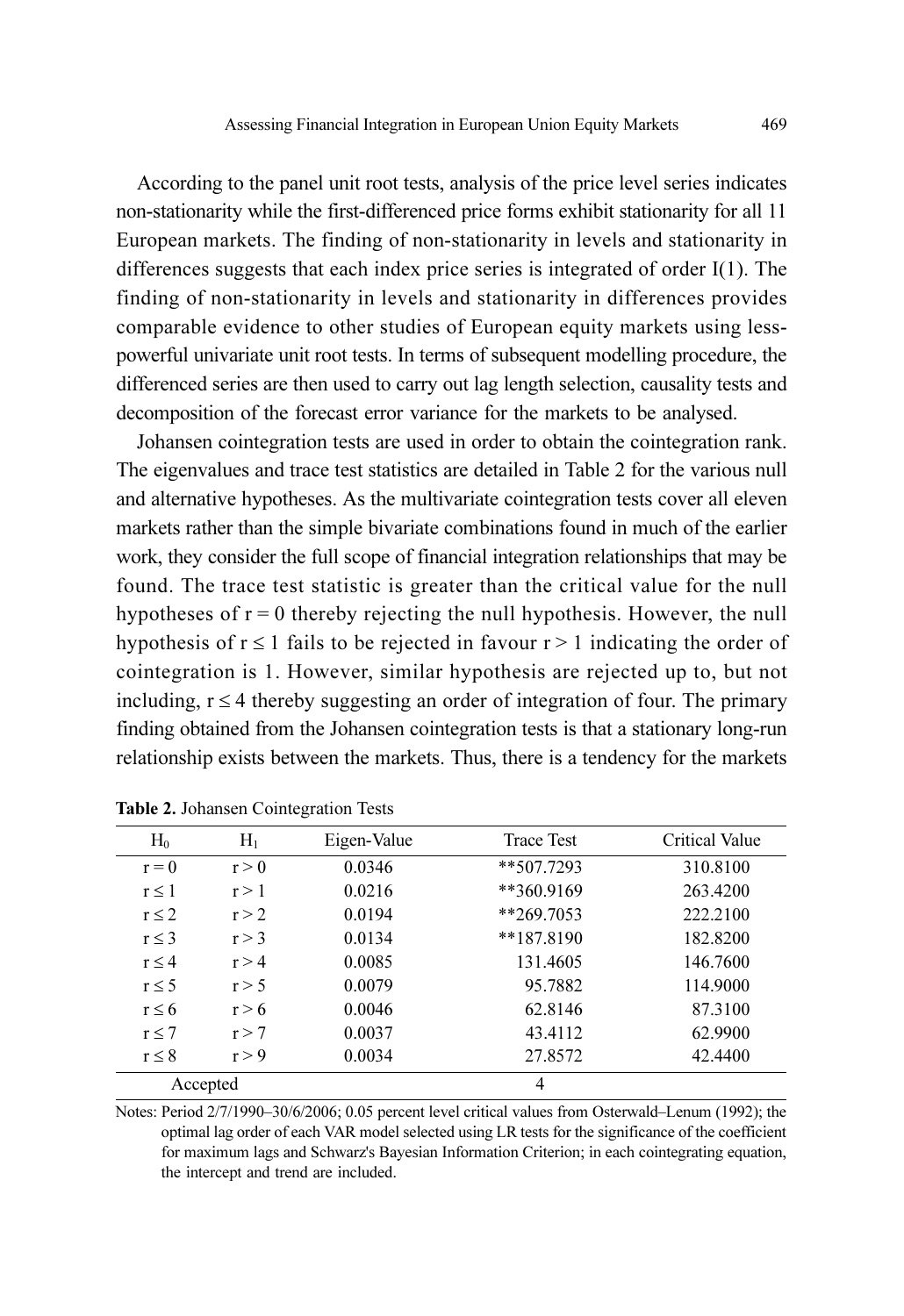According to the panel unit root tests, analysis of the price level series indicates non-stationarity while the first-differenced price forms exhibit stationarity for all 11 European markets. The finding of non-stationarity in levels and stationarity in differences suggests that each index price series is integrated of order I(1). The finding of non-stationarity in levels and stationarity in differences provides comparable evidence to other studies of European equity markets using less-powerful univariate unit root tests. In terms of subsequent modelling procedure, the differenced series are then used to carry out lag length selection, causality tests and decomposition of the forecast error variance for the markets to be analysed.

Johansen cointegration tests are used in order to obtain the cointegration rank. The eigenvalues and trace test statistics are detailed in Table 2 for the various null and alternative hypotheses. As the multivariate cointegration tests cover all eleven markets rather than the simple bivariate combinations found in much of the earlier work, they consider the full scope of financial integration relationships that may be found. The trace test statistic is greater than the critical value for the null hypotheses of $r = 0$ thereby rejecting the null hypothesis. However, the null hypothesis of $r \leq 1$ fails to be rejected in favour $r > 1$ indicating the order of cointegration is 1. However, similar hypothesis are rejected up to, but not including, $r \leq 4$ thereby suggesting an order of integration of four. The primary finding obtained from the Johansen cointegration tests is that a stationary long-run relationship exists between the markets. Thus, there is a tendency for the markets

**Table 2.** Johansen Cointegration Tests

| $H_0$ | $H_1$ | Eigen-Value | Trace Test | Critical Value |
|---|---|---|---|---|
| $r = 0$ | $r > 0$ | 0.0346 | **507.7293 | 310.8100 |
| $r \leq 1$ | $r > 1$ | 0.0216 | **360.9169 | 263.4200 |
| $r \leq 2$ | $r > 2$ | 0.0194 | **269.7053 | 222.2100 |
| $r \leq 3$ | $r > 3$ | 0.0134 | **187.8190 | 182.8200 |
| $r \leq 4$ | $r > 4$ | 0.0085 | 131.4605 | 146.7600 |
| $r \leq 5$ | $r > 5$ | 0.0079 | 95.7882 | 114.9000 |
| $r \leq 6$ | $r > 6$ | 0.0046 | 62.8146 | 87.3100 |
| $r \leq 7$ | $r > 7$ | 0.0037 | 43.4112 | 62.9900 |
| $r \leq 8$ | $r > 9$ | 0.0034 | 27.8572 | 42.4400 |
| Accepted | | | 4 | |

Notes: Period 2/7/1990–30/6/2006; 0.05 percent level critical values from Osterwald–Lenum (1992); the optimal lag order of each VAR model selected using LR tests for the significance of the coefficient for maximum lags and Schwarz's Bayesian Information Criterion; in each cointegrating equation, the intercept and trend are included.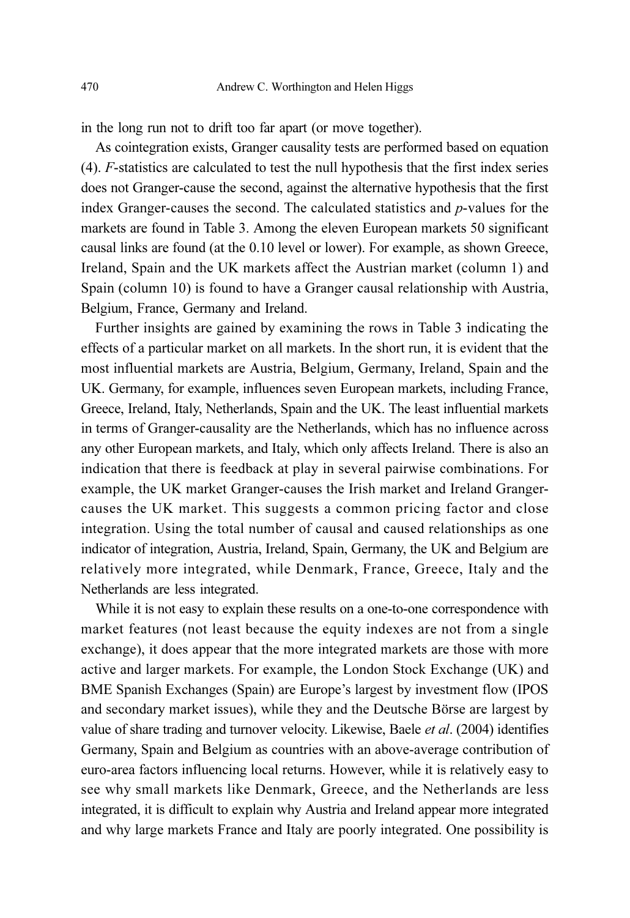in the long run not to drift too far apart (or move together).

As cointegration exists, Granger causality tests are performed based on equation (4). $F$-statistics are calculated to test the null hypothesis that the first index series does not Granger-cause the second, against the alternative hypothesis that the first index Granger-causes the second. The calculated statistics and $p$-values for the markets are found in Table 3. Among the eleven European markets 50 significant causal links are found (at the 0.10 level or lower). For example, as shown Greece, Ireland, Spain and the UK markets affect the Austrian market (column 1) and Spain (column 10) is found to have a Granger causal relationship with Austria, Belgium, France, Germany and Ireland.

Further insights are gained by examining the rows in Table 3 indicating the effects of a particular market on all markets. In the short run, it is evident that the most influential markets are Austria, Belgium, Germany, Ireland, Spain and the UK. Germany, for example, influences seven European markets, including France, Greece, Ireland, Italy, Netherlands, Spain and the UK. The least influential markets in terms of Granger-causality are the Netherlands, which has no influence across any other European markets, and Italy, which only affects Ireland. There is also an indication that there is feedback at play in several pairwise combinations. For example, the UK market Granger-causes the Irish market and Ireland Granger-causes the UK market. This suggests a common pricing factor and close integration. Using the total number of causal and caused relationships as one indicator of integration, Austria, Ireland, Spain, Germany, the UK and Belgium are relatively more integrated, while Denmark, France, Greece, Italy and the Netherlands are less integrated.

While it is not easy to explain these results on a one-to-one correspondence with market features (not least because the equity indexes are not from a single exchange), it does appear that the more integrated markets are those with more active and larger markets. For example, the London Stock Exchange (UK) and BME Spanish Exchanges (Spain) are Europe's largest by investment flow (IPOS and secondary market issues), while they and the Deutsche Börse are largest by value of share trading and turnover velocity. Likewise, Baele *et al*. (2004) identifies Germany, Spain and Belgium as countries with an above-average contribution of euro-area factors influencing local returns. However, while it is relatively easy to see why small markets like Denmark, Greece, and the Netherlands are less integrated, it is difficult to explain why Austria and Ireland appear more integrated and why large markets France and Italy are poorly integrated. One possibility is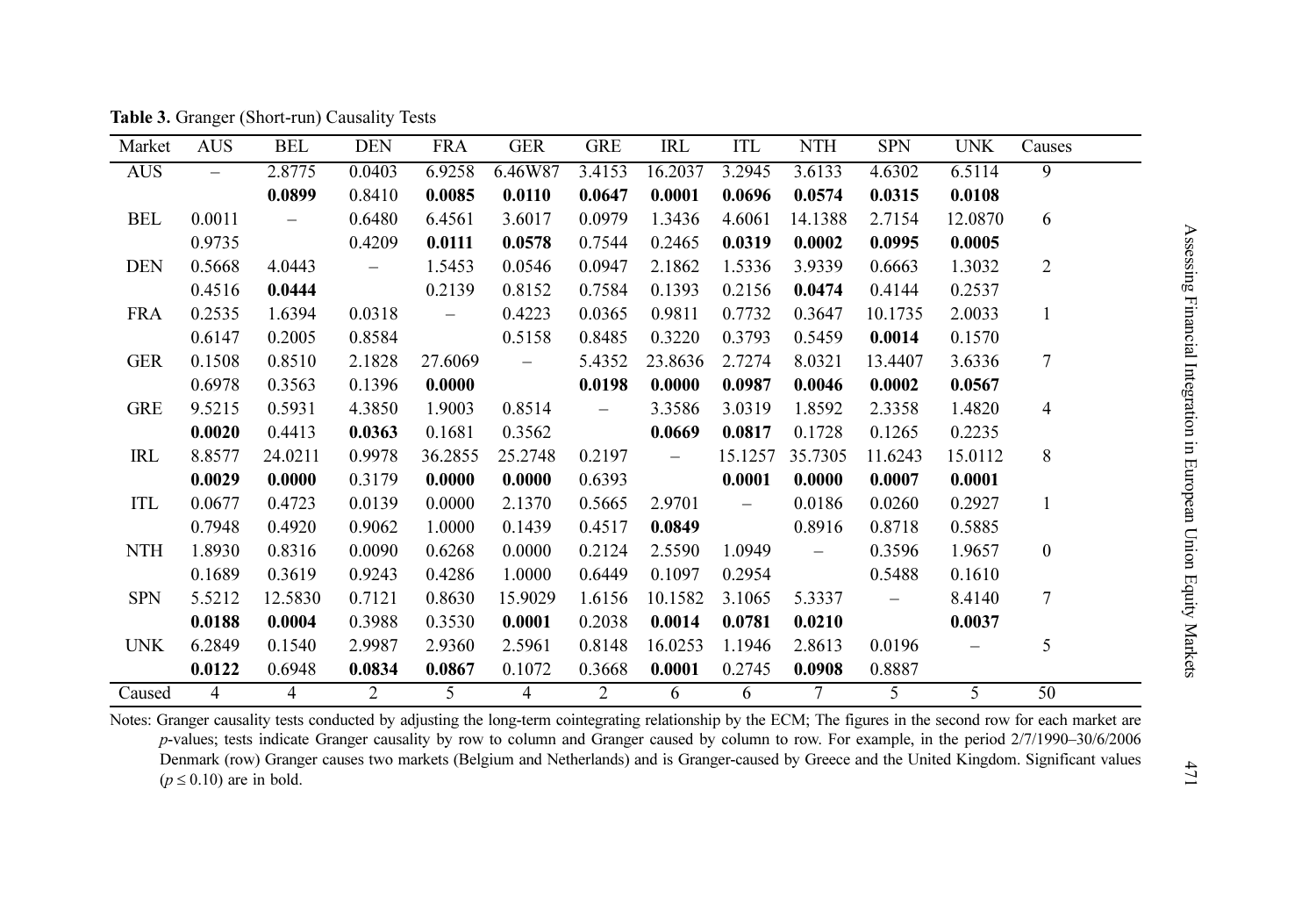**Table 3.** Granger (Short-run) Causality Tests

| Market | AUS | BEL | DEN | FRA | GER | GRE | IRL | ITL | NTH | SPN | UNK | Causes |
|---|---|---|---|---|---|---|---|---|---|---|---|---|
| AUS | – | 2.8775 | 0.0403 | 6.9258 | 6.46W87 | 3.4153 | 16.2037 | 3.2945 | 3.6133 | 4.6302 | 6.5114 | 9 |
| | | **0.0899** | 0.8410 | **0.0085** | **0.0110** | **0.0647** | **0.0001** | **0.0696** | **0.0574** | **0.0315** | **0.0108** | |
| BEL | 0.0011 | – | 0.6480 | 6.4561 | 3.6017 | 0.0979 | 1.3436 | 4.6061 | 14.1388 | 2.7154 | 12.0870 | 6 |
| | 0.9735 | | 0.4209 | **0.0111** | **0.0578** | 0.7544 | 0.2465 | **0.0319** | **0.0002** | **0.0995** | **0.0005** | |
| DEN | 0.5668 | 4.0443 | – | 1.5453 | 0.0546 | 0.0947 | 2.1862 | 1.5336 | 3.9339 | 0.6663 | 1.3032 | 2 |
| | 0.4516 | **0.0444** | | 0.2139 | 0.8152 | 0.7584 | 0.1393 | 0.2156 | **0.0474** | 0.4144 | 0.2537 | |
| FRA | 0.2535 | 1.6394 | 0.0318 | – | 0.4223 | 0.0365 | 0.9811 | 0.7732 | 0.3647 | 10.1735 | 2.0033 | 1 |
| | 0.6147 | 0.2005 | 0.8584 | | 0.5158 | 0.8485 | 0.3220 | 0.3793 | 0.5459 | **0.0014** | 0.1570 | |
| GER | 0.1508 | 0.8510 | 2.1828 | 27.6069 | – | 5.4352 | 23.8636 | 2.7274 | 8.0321 | 13.4407 | 3.6336 | 7 |
| | 0.6978 | 0.3563 | 0.1396 | **0.0000** | | **0.0198** | **0.0000** | **0.0987** | **0.0046** | **0.0002** | **0.0567** | |
| GRE | 9.5215 | 0.5931 | 4.3850 | 1.9003 | 0.8514 | – | 3.3586 | 3.0319 | 1.8592 | 2.3358 | 1.4820 | 4 |
| | **0.0020** | 0.4413 | **0.0363** | 0.1681 | 0.3562 | | **0.0669** | **0.0817** | 0.1728 | 0.1265 | 0.2235 | |
| IRL | 8.8577 | 24.0211 | 0.9978 | 36.2855 | 25.2748 | 0.2197 | – | 15.1257 | 35.7305 | 11.6243 | 15.0112 | 8 |
| | **0.0029** | **0.0000** | 0.3179 | **0.0000** | **0.0000** | 0.6393 | | **0.0001** | **0.0000** | **0.0007** | **0.0001** | |
| ITL | 0.0677 | 0.4723 | 0.0139 | 0.0000 | 2.1370 | 0.5665 | 2.9701 | – | 0.0186 | 0.0260 | 0.2927 | 1 |
| | 0.7948 | 0.4920 | 0.9062 | 1.0000 | 0.1439 | 0.4517 | **0.0849** | | 0.8916 | 0.8718 | 0.5885 | |
| NTH | 1.8930 | 0.8316 | 0.0090 | 0.6268 | 0.0000 | 0.2124 | 2.5590 | 1.0949 | – | 0.3596 | 1.9657 | 0 |
| | 0.1689 | 0.3619 | 0.9243 | 0.4286 | 1.0000 | 0.6449 | 0.1097 | 0.2954 | | 0.5488 | 0.1610 | |
| SPN | 5.5212 | 12.5830 | 0.7121 | 0.8630 | 15.9029 | 1.6156 | 10.1582 | 3.1065 | 5.3337 | – | 8.4140 | 7 |
| | **0.0188** | **0.0004** | 0.3988 | 0.3530 | **0.0001** | 0.2038 | **0.0014** | **0.0781** | **0.0210** | | **0.0037** | |
| UNK | 6.2849 | 0.1540 | 2.9987 | 2.9360 | 2.5961 | 0.8148 | 16.0253 | 1.1946 | 2.8613 | 0.0196 | – | 5 |
| | **0.0122** | 0.6948 | **0.0834** | **0.0867** | 0.1072 | 0.3668 | **0.0001** | 0.2745 | **0.0908** | 0.8887 | | |
| Caused | 4 | 4 | 2 | 5 | 4 | 2 | 6 | 6 | 7 | 5 | 5 | 50 |

Notes: Granger causality tests conducted by adjusting the long-term cointegrating relationship by the ECM; The figures in the second row for each market are $p$-values; tests indicate Granger causality by row to column and Granger caused by column to row. For example, in the period 2/7/1990–30/6/2006 Denmark (row) Granger causes two markets (Belgium and Netherlands) and is Granger-caused by Greece and the United Kingdom. Significant values ($p \leq 0.10$) are in bold.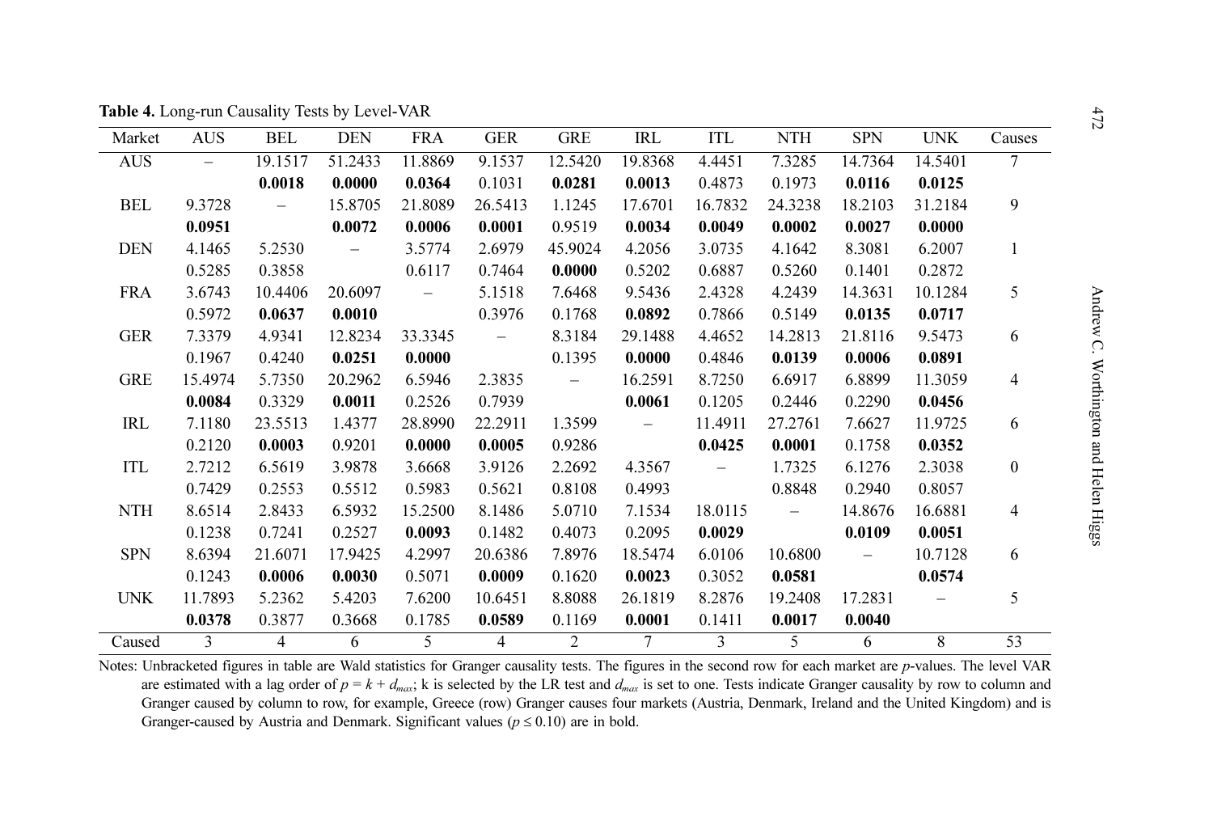**Table 4.** Long-run Causality Tests by Level-VAR

| Market | AUS | BEL | DEN | FRA | GER | GRE | IRL | ITL | NTH | SPN | UNK | Causes |
|---|---|---|---|---|---|---|---|---|---|---|---|---|
| AUS | – | 19.1517 | 51.2433 | 11.8869 | 9.1537 | 12.5420 | 19.8368 | 4.4451 | 7.3285 | 14.7364 | 14.5401 | 7 |
| | | **0.0018** | **0.0000** | **0.0364** | 0.1031 | **0.0281** | **0.0013** | 0.4873 | 0.1973 | **0.0116** | **0.0125** | |
| BEL | 9.3728 | – | 15.8705 | 21.8089 | 26.5413 | 1.1245 | 17.6701 | 16.7832 | 24.3238 | 18.2103 | 31.2184 | 9 |
| | **0.0951** | | **0.0072** | **0.0006** | **0.0001** | 0.9519 | **0.0034** | **0.0049** | **0.0002** | **0.0027** | **0.0000** | |
| DEN | 4.1465 | 5.2530 | – | 3.5774 | 2.6979 | 45.9024 | 4.2056 | 3.0735 | 4.1642 | 8.3081 | 6.2007 | 1 |
| | 0.5285 | 0.3858 | | 0.6117 | 0.7464 | **0.0000** | 0.5202 | 0.6887 | 0.5260 | 0.1401 | 0.2872 | |
| FRA | 3.6743 | 10.4406 | 20.6097 | – | 5.1518 | 7.6468 | 9.5436 | 2.4328 | 4.2439 | 14.3631 | 10.1284 | 5 |
| | 0.5972 | **0.0637** | **0.0010** | | 0.3976 | 0.1768 | **0.0892** | 0.7866 | 0.5149 | **0.0135** | **0.0717** | |
| GER | 7.3379 | 4.9341 | 12.8234 | 33.3345 | – | 8.3184 | 29.1488 | 4.4652 | 14.2813 | 21.8116 | 9.5473 | 6 |
| | 0.1967 | 0.4240 | **0.0251** | **0.0000** | | 0.1395 | **0.0000** | 0.4846 | **0.0139** | **0.0006** | **0.0891** | |
| GRE | 15.4974 | 5.7350 | 20.2962 | 6.5946 | 2.3835 | – | 16.2591 | 8.7250 | 6.6917 | 6.8899 | 11.3059 | 4 |
| | **0.0084** | 0.3329 | **0.0011** | 0.2526 | 0.7939 | | **0.0061** | 0.1205 | 0.2446 | 0.2290 | **0.0456** | |
| IRL | 7.1180 | 23.5513 | 1.4377 | 28.8990 | 22.2911 | 1.3599 | – | 11.4911 | 27.2761 | 7.6627 | 11.9725 | 6 |
| | 0.2120 | **0.0003** | 0.9201 | **0.0000** | **0.0005** | 0.9286 | | **0.0425** | **0.0001** | 0.1758 | **0.0352** | |
| ITL | 2.7212 | 6.5619 | 3.9878 | 3.6668 | 3.9126 | 2.2692 | 4.3567 | – | 1.7325 | 6.1276 | 2.3038 | 0 |
| | 0.7429 | 0.2553 | 0.5512 | 0.5983 | 0.5621 | 0.8108 | 0.4993 | | 0.8848 | 0.2940 | 0.8057 | |
| NTH | 8.6514 | 2.8433 | 6.5932 | 15.2500 | 8.1486 | 5.0710 | 7.1534 | 18.0115 | – | 14.8676 | 16.6881 | 4 |
| | 0.1238 | 0.7241 | 0.2527 | **0.0093** | 0.1482 | 0.4073 | 0.2095 | **0.0029** | | **0.0109** | **0.0051** | |
| SPN | 8.6394 | 21.6071 | 17.9425 | 4.2997 | 20.6386 | 7.8976 | 18.5474 | 6.0106 | 10.6800 | – | 10.7128 | 6 |
| | 0.1243 | **0.0006** | **0.0030** | 0.5071 | **0.0009** | 0.1620 | **0.0023** | 0.3052 | **0.0581** | | **0.0574** | |
| UNK | 11.7893 | 5.2362 | 5.4203 | 7.6200 | 10.6451 | 8.8088 | 26.1819 | 8.2876 | 19.2408 | 17.2831 | – | 5 |
| | **0.0378** | 0.3877 | 0.3668 | 0.1785 | **0.0589** | 0.1169 | **0.0001** | 0.1411 | **0.0017** | **0.0040** | | |
| Caused | 3 | 4 | 6 | 5 | 4 | 2 | 7 | 3 | 5 | 6 | 8 | 53 |

Notes: Unbracketed figures in table are Wald statistics for Granger causality tests. The figures in the second row for each market are $p$-values. The level VAR are estimated with a lag order of $p = k + d_{max}$; k is selected by the LR test and $d_{max}$ is set to one. Tests indicate Granger causality by row to column and Granger caused by column to row, for example, Greece (row) Granger causes four markets (Austria, Denmark, Ireland and the United Kingdom) and is Granger-caused by Austria and Denmark. Significant values ($p \leq 0.10$) are in bold.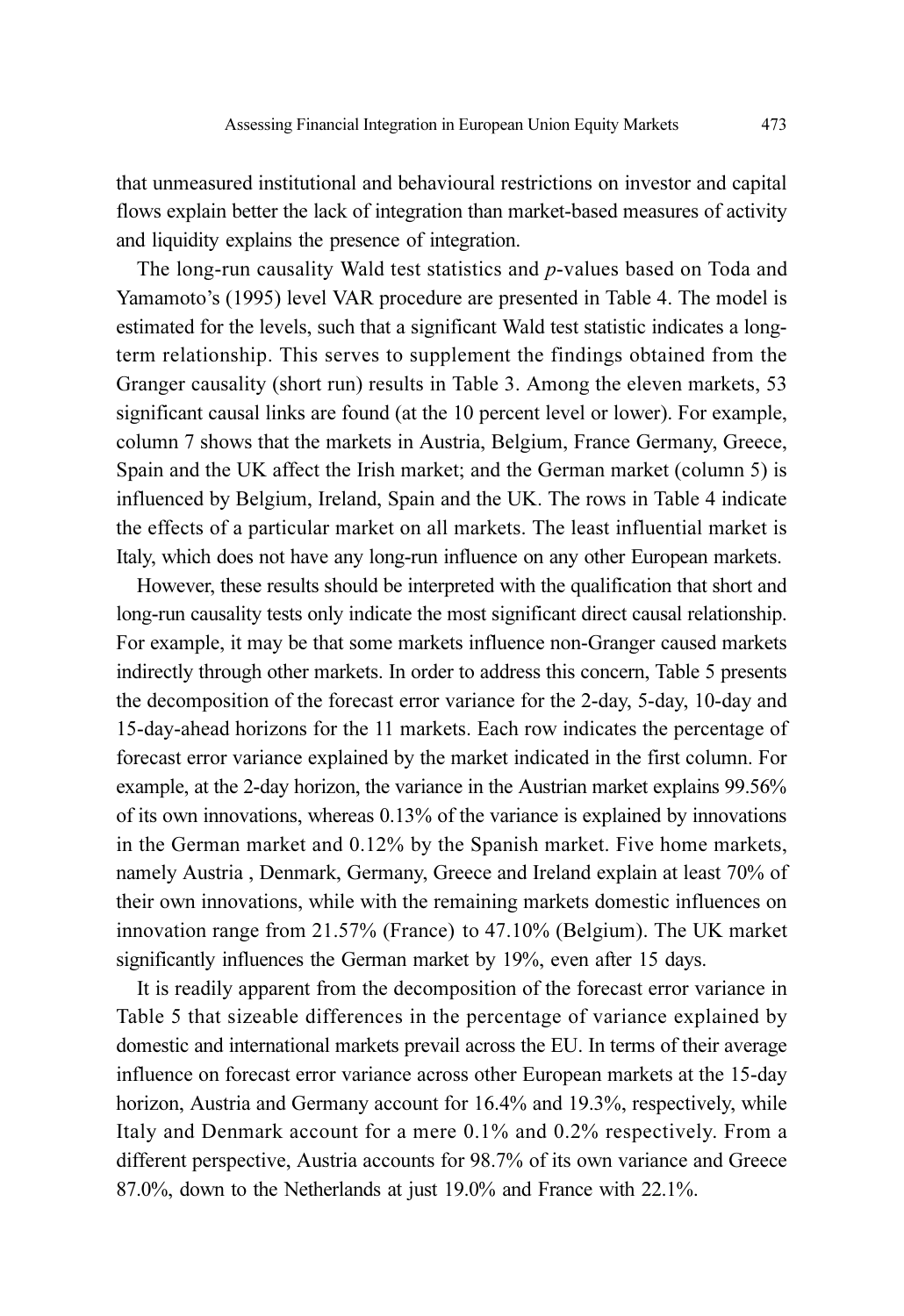that unmeasured institutional and behavioural restrictions on investor and capital flows explain better the lack of integration than market-based measures of activity and liquidity explains the presence of integration.

The long-run causality Wald test statistics and *p*-values based on Toda and Yamamoto's (1995) level VAR procedure are presented in Table 4. The model is estimated for the levels, such that a significant Wald test statistic indicates a long-term relationship. This serves to supplement the findings obtained from the Granger causality (short run) results in Table 3. Among the eleven markets, 53 significant causal links are found (at the 10 percent level or lower). For example, column 7 shows that the markets in Austria, Belgium, France Germany, Greece, Spain and the UK affect the Irish market; and the German market (column 5) is influenced by Belgium, Ireland, Spain and the UK. The rows in Table 4 indicate the effects of a particular market on all markets. The least influential market is Italy, which does not have any long-run influence on any other European markets.

However, these results should be interpreted with the qualification that short and long-run causality tests only indicate the most significant direct causal relationship. For example, it may be that some markets influence non-Granger caused markets indirectly through other markets. In order to address this concern, Table 5 presents the decomposition of the forecast error variance for the 2-day, 5-day, 10-day and 15-day-ahead horizons for the 11 markets. Each row indicates the percentage of forecast error variance explained by the market indicated in the first column. For example, at the 2-day horizon, the variance in the Austrian market explains 99.56% of its own innovations, whereas 0.13% of the variance is explained by innovations in the German market and 0.12% by the Spanish market. Five home markets, namely Austria , Denmark, Germany, Greece and Ireland explain at least 70% of their own innovations, while with the remaining markets domestic influences on innovation range from 21.57% (France) to 47.10% (Belgium). The UK market significantly influences the German market by 19%, even after 15 days.

It is readily apparent from the decomposition of the forecast error variance in Table 5 that sizeable differences in the percentage of variance explained by domestic and international markets prevail across the EU. In terms of their average influence on forecast error variance across other European markets at the 15-day horizon, Austria and Germany account for 16.4% and 19.3%, respectively, while Italy and Denmark account for a mere 0.1% and 0.2% respectively. From a different perspective, Austria accounts for 98.7% of its own variance and Greece 87.0%, down to the Netherlands at just 19.0% and France with 22.1%.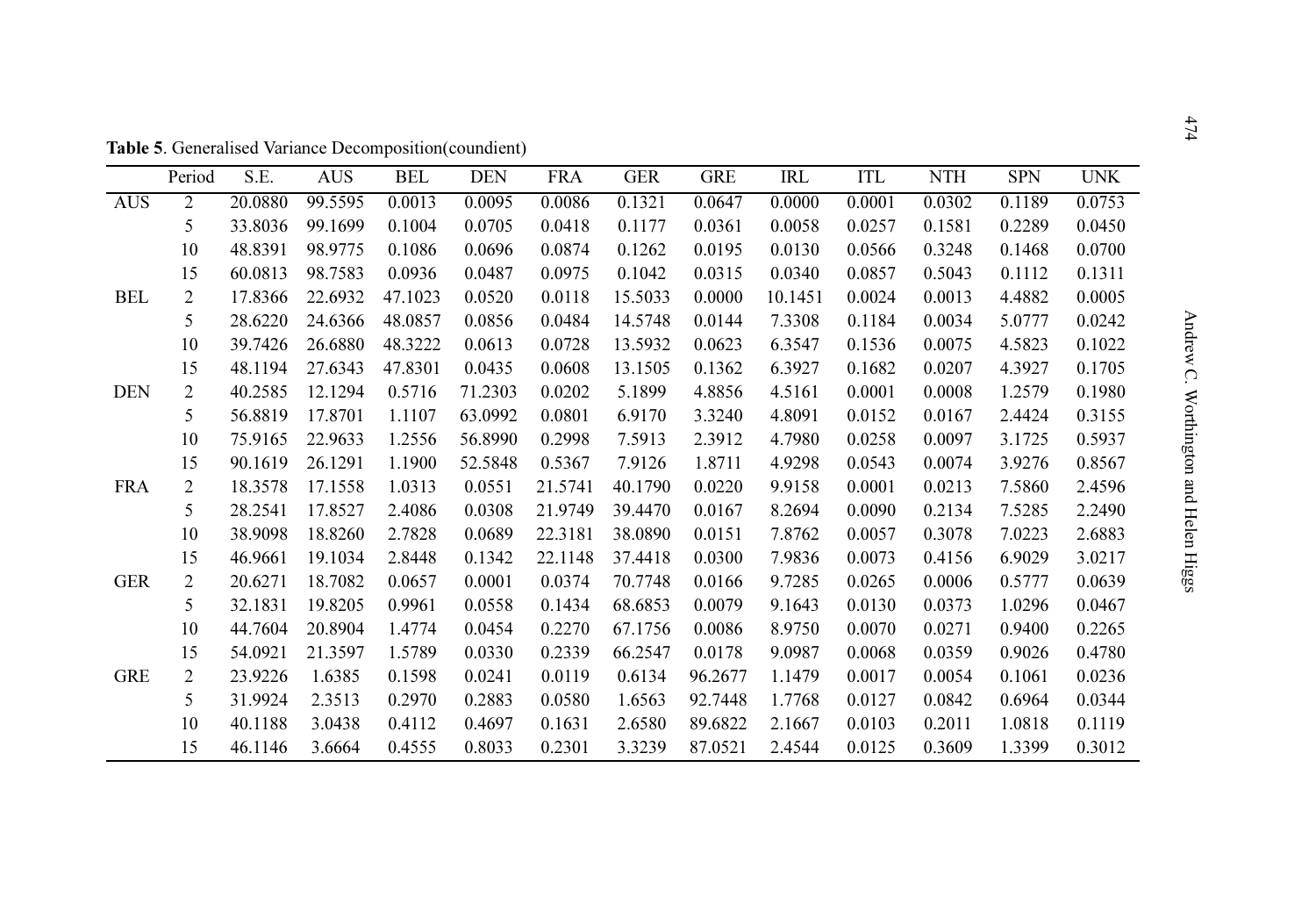**Table 5**. Generalised Variance Decomposition(coundient)

| | Period | S.E. | AUS | BEL | DEN | FRA | GER | GRE | IRL | ITL | NTH | SPN | UNK |
|---|---|---|---|---|---|---|---|---|---|---|---|---|---|
| AUS | 2 | 20.0880 | 99.5595 | 0.0013 | 0.0095 | 0.0086 | 0.1321 | 0.0647 | 0.0000 | 0.0001 | 0.0302 | 0.1189 | 0.0753 |
| | 5 | 33.8036 | 99.1699 | 0.1004 | 0.0705 | 0.0418 | 0.1177 | 0.0361 | 0.0058 | 0.0257 | 0.1581 | 0.2289 | 0.0450 |
| | 10 | 48.8391 | 98.9775 | 0.1086 | 0.0696 | 0.0874 | 0.1262 | 0.0195 | 0.0130 | 0.0566 | 0.3248 | 0.1468 | 0.0700 |
| | 15 | 60.0813 | 98.7583 | 0.0936 | 0.0487 | 0.0975 | 0.1042 | 0.0315 | 0.0340 | 0.0857 | 0.5043 | 0.1112 | 0.1311 |
| BEL | 2 | 17.8366 | 22.6932 | 47.1023 | 0.0520 | 0.0118 | 15.5033 | 0.0000 | 10.1451 | 0.0024 | 0.0013 | 4.4882 | 0.0005 |
| | 5 | 28.6220 | 24.6366 | 48.0857 | 0.0856 | 0.0484 | 14.5748 | 0.0144 | 7.3308 | 0.1184 | 0.0034 | 5.0777 | 0.0242 |
| | 10 | 39.7426 | 26.6880 | 48.3222 | 0.0613 | 0.0728 | 13.5932 | 0.0623 | 6.3547 | 0.1536 | 0.0075 | 4.5823 | 0.1022 |
| | 15 | 48.1194 | 27.6343 | 47.8301 | 0.0435 | 0.0608 | 13.1505 | 0.1362 | 6.3927 | 0.1682 | 0.0207 | 4.3927 | 0.1705 |
| DEN | 2 | 40.2585 | 12.1294 | 0.5716 | 71.2303 | 0.0202 | 5.1899 | 4.8856 | 4.5161 | 0.0001 | 0.0008 | 1.2579 | 0.1980 |
| | 5 | 56.8819 | 17.8701 | 1.1107 | 63.0992 | 0.0801 | 6.9170 | 3.3240 | 4.8091 | 0.0152 | 0.0167 | 2.4424 | 0.3155 |
| | 10 | 75.9165 | 22.9633 | 1.2556 | 56.8990 | 0.2998 | 7.5913 | 2.3912 | 4.7980 | 0.0258 | 0.0097 | 3.1725 | 0.5937 |
| | 15 | 90.1619 | 26.1291 | 1.1900 | 52.5848 | 0.5367 | 7.9126 | 1.8711 | 4.9298 | 0.0543 | 0.0074 | 3.9276 | 0.8567 |
| FRA | 2 | 18.3578 | 17.1558 | 1.0313 | 0.0551 | 21.5741 | 40.1790 | 0.0220 | 9.9158 | 0.0001 | 0.0213 | 7.5860 | 2.4596 |
| | 5 | 28.2541 | 17.8527 | 2.4086 | 0.0308 | 21.9749 | 39.4470 | 0.0167 | 8.2694 | 0.0090 | 0.2134 | 7.5285 | 2.2490 |
| | 10 | 38.9098 | 18.8260 | 2.7828 | 0.0689 | 22.3181 | 38.0890 | 0.0151 | 7.8762 | 0.0057 | 0.3078 | 7.0223 | 2.6883 |
| | 15 | 46.9661 | 19.1034 | 2.8448 | 0.1342 | 22.1148 | 37.4418 | 0.0300 | 7.9836 | 0.0073 | 0.4156 | 6.9029 | 3.0217 |
| GER | 2 | 20.6271 | 18.7082 | 0.0657 | 0.0001 | 0.0374 | 70.7748 | 0.0166 | 9.7285 | 0.0265 | 0.0006 | 0.5777 | 0.0639 |
| | 5 | 32.1831 | 19.8205 | 0.9961 | 0.0558 | 0.1434 | 68.6853 | 0.0079 | 9.1643 | 0.0130 | 0.0373 | 1.0296 | 0.0467 |
| | 10 | 44.7604 | 20.8904 | 1.4774 | 0.0454 | 0.2270 | 67.1756 | 0.0086 | 8.9750 | 0.0070 | 0.0271 | 0.9400 | 0.2265 |
| | 15 | 54.0921 | 21.3597 | 1.5789 | 0.0330 | 0.2339 | 66.2547 | 0.0178 | 9.0987 | 0.0068 | 0.0359 | 0.9026 | 0.4780 |
| GRE | 2 | 23.9226 | 1.6385 | 0.1598 | 0.0241 | 0.0119 | 0.6134 | 96.2677 | 1.1479 | 0.0017 | 0.0054 | 0.1061 | 0.0236 |
| | 5 | 31.9924 | 2.3513 | 0.2970 | 0.2883 | 0.0580 | 1.6563 | 92.7448 | 1.7768 | 0.0127 | 0.0842 | 0.6964 | 0.0344 |
| | 10 | 40.1188 | 3.0438 | 0.4112 | 0.4697 | 0.1631 | 2.6580 | 89.6822 | 2.1667 | 0.0103 | 0.2011 | 1.0818 | 0.1119 |
| | 15 | 46.1146 | 3.6664 | 0.4555 | 0.8033 | 0.2301 | 3.3239 | 87.0521 | 2.4544 | 0.0125 | 0.3609 | 1.3399 | 0.3012 |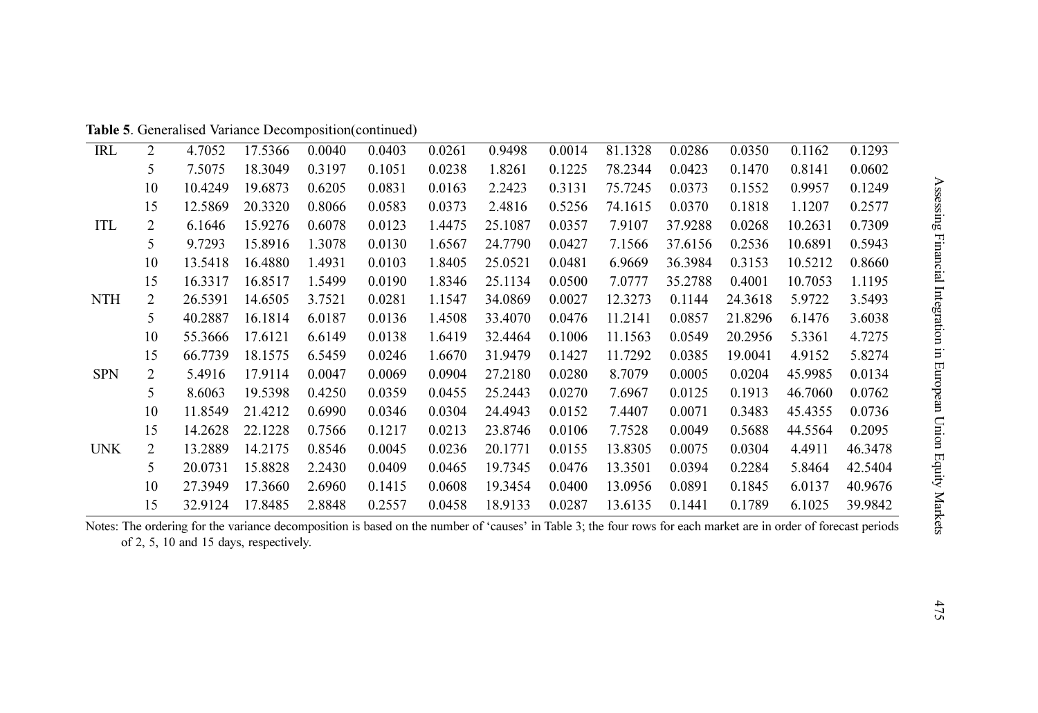**Table 5**. Generalised Variance Decomposition(continued)

| | | | | | | | | | | | | | |
|---|---|---|---|---|---|---|---|---|---|---|---|---|---|
| IRL | 2 | 4.7052 | 17.5366 | 0.0040 | 0.0403 | 0.0261 | 0.9498 | 0.0014 | 81.1328 | 0.0286 | 0.0350 | 0.1162 | 0.1293 |
| | 5 | 7.5075 | 18.3049 | 0.3197 | 0.1051 | 0.0238 | 1.8261 | 0.1225 | 78.2344 | 0.0423 | 0.1470 | 0.8141 | 0.0602 |
| | 10 | 10.4249 | 19.6873 | 0.6205 | 0.0831 | 0.0163 | 2.2423 | 0.3131 | 75.7245 | 0.0373 | 0.1552 | 0.9957 | 0.1249 |
| | 15 | 12.5869 | 20.3320 | 0.8066 | 0.0583 | 0.0373 | 2.4816 | 0.5256 | 74.1615 | 0.0370 | 0.1818 | 1.1207 | 0.2577 |
| ITL | 2 | 6.1646 | 15.9276 | 0.6078 | 0.0123 | 1.4475 | 25.1087 | 0.0357 | 7.9107 | 37.9288 | 0.0268 | 10.2631 | 0.7309 |
| | 5 | 9.7293 | 15.8916 | 1.3078 | 0.0130 | 1.6567 | 24.7790 | 0.0427 | 7.1566 | 37.6156 | 0.2536 | 10.6891 | 0.5943 |
| | 10 | 13.5418 | 16.4880 | 1.4931 | 0.0103 | 1.8405 | 25.0521 | 0.0481 | 6.9669 | 36.3984 | 0.3153 | 10.5212 | 0.8660 |
| | 15 | 16.3317 | 16.8517 | 1.5499 | 0.0190 | 1.8346 | 25.1134 | 0.0500 | 7.0777 | 35.2788 | 0.4001 | 10.7053 | 1.1195 |
| NTH | 2 | 26.5391 | 14.6505 | 3.7521 | 0.0281 | 1.1547 | 34.0869 | 0.0027 | 12.3273 | 0.1144 | 24.3618 | 5.9722 | 3.5493 |
| | 5 | 40.2887 | 16.1814 | 6.0187 | 0.0136 | 1.4508 | 33.4070 | 0.0476 | 11.2141 | 0.0857 | 21.8296 | 6.1476 | 3.6038 |
| | 10 | 55.3666 | 17.6121 | 6.6149 | 0.0138 | 1.6419 | 32.4466 | 0.1006 | 11.1563 | 0.0549 | 20.2956 | 5.3361 | 4.7275 |
| | 15 | 66.7739 | 18.1575 | 6.5459 | 0.0246 | 1.6670 | 31.9479 | 0.1427 | 11.7292 | 0.0385 | 19.0041 | 4.9152 | 5.8274 |
| SPN | 2 | 5.4916 | 17.9114 | 0.0047 | 0.0069 | 0.0904 | 27.2180 | 0.0280 | 8.7079 | 0.0005 | 0.0204 | 45.9985 | 0.0134 |
| | 5 | 8.6063 | 19.5398 | 0.4250 | 0.0359 | 0.0455 | 25.2443 | 0.0270 | 7.6967 | 0.0125 | 0.1913 | 46.7060 | 0.0762 |
| | 10 | 11.8549 | 21.4212 | 0.6990 | 0.0346 | 0.0304 | 24.4943 | 0.0152 | 7.4407 | 0.0071 | 0.3483 | 45.4355 | 0.0736 |
| | 15 | 14.2628 | 22.1228 | 0.7566 | 0.1217 | 0.0213 | 23.8746 | 0.0106 | 7.7528 | 0.0049 | 0.5688 | 44.5564 | 0.2095 |
| UNK | 2 | 13.2889 | 14.2175 | 0.8546 | 0.0045 | 0.0236 | 20.1771 | 0.0155 | 13.8305 | 0.0075 | 0.0304 | 4.4911 | 46.3478 |
| | 5 | 20.0731 | 15.8828 | 2.2430 | 0.0409 | 0.0465 | 19.7345 | 0.0476 | 13.3501 | 0.0394 | 0.2284 | 5.8464 | 42.5404 |
| | 10 | 27.3949 | 17.3660 | 2.6960 | 0.1415 | 0.0608 | 19.3454 | 0.0400 | 13.0956 | 0.0891 | 0.1845 | 6.0137 | 40.9676 |
| | 15 | 32.9124 | 17.8485 | 2.8848 | 0.2557 | 0.0458 | 18.9133 | 0.0287 | 13.6135 | 0.1441 | 0.1789 | 6.1025 | 39.9842 |

Notes: The ordering for the variance decomposition is based on the number of 'causes' in Table 3; the four rows for each market are in order of forecast periods of 2, 5, 10 and 15 days, respectively.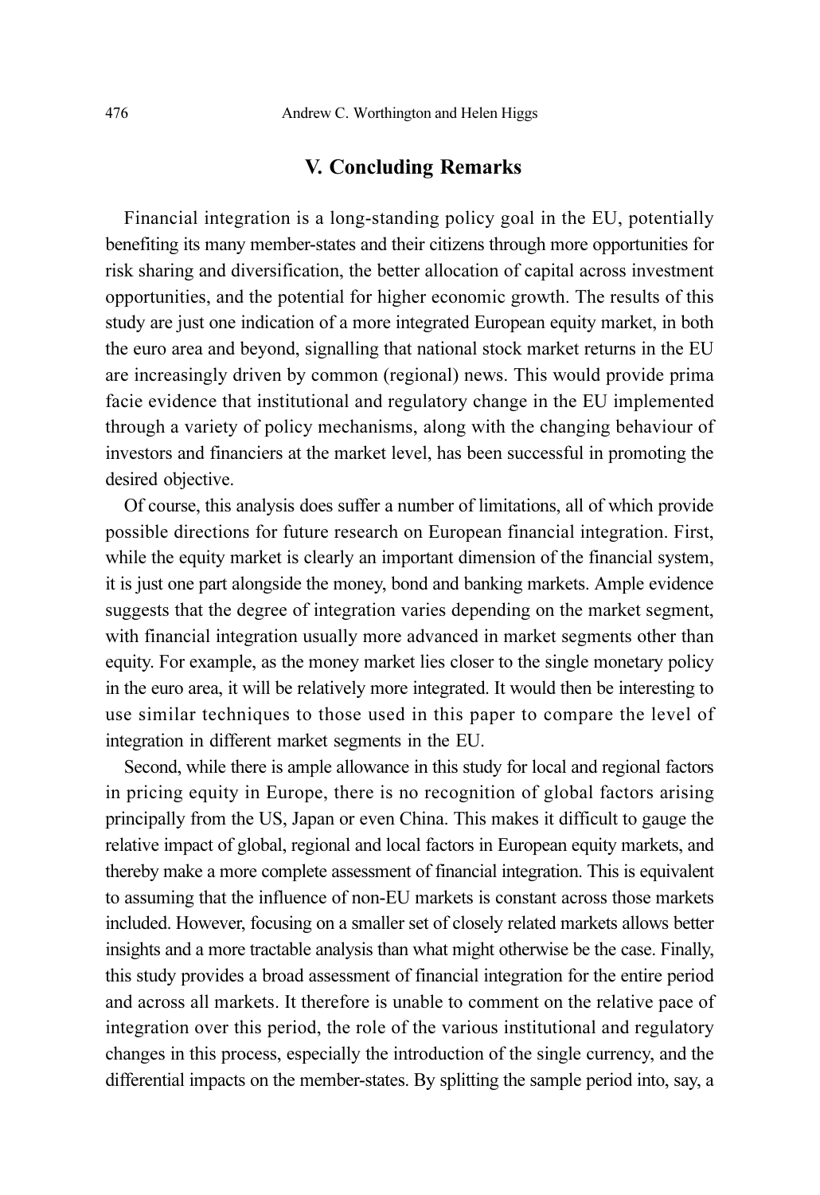## V. Concluding Remarks

Financial integration is a long-standing policy goal in the EU, potentially benefiting its many member-states and their citizens through more opportunities for risk sharing and diversification, the better allocation of capital across investment opportunities, and the potential for higher economic growth. The results of this study are just one indication of a more integrated European equity market, in both the euro area and beyond, signalling that national stock market returns in the EU are increasingly driven by common (regional) news. This would provide prima facie evidence that institutional and regulatory change in the EU implemented through a variety of policy mechanisms, along with the changing behaviour of investors and financiers at the market level, has been successful in promoting the desired objective.

Of course, this analysis does suffer a number of limitations, all of which provide possible directions for future research on European financial integration. First, while the equity market is clearly an important dimension of the financial system, it is just one part alongside the money, bond and banking markets. Ample evidence suggests that the degree of integration varies depending on the market segment, with financial integration usually more advanced in market segments other than equity. For example, as the money market lies closer to the single monetary policy in the euro area, it will be relatively more integrated. It would then be interesting to use similar techniques to those used in this paper to compare the level of integration in different market segments in the EU.

Second, while there is ample allowance in this study for local and regional factors in pricing equity in Europe, there is no recognition of global factors arising principally from the US, Japan or even China. This makes it difficult to gauge the relative impact of global, regional and local factors in European equity markets, and thereby make a more complete assessment of financial integration. This is equivalent to assuming that the influence of non-EU markets is constant across those markets included. However, focusing on a smaller set of closely related markets allows better insights and a more tractable analysis than what might otherwise be the case. Finally, this study provides a broad assessment of financial integration for the entire period and across all markets. It therefore is unable to comment on the relative pace of integration over this period, the role of the various institutional and regulatory changes in this process, especially the introduction of the single currency, and the differential impacts on the member-states. By splitting the sample period into, say, a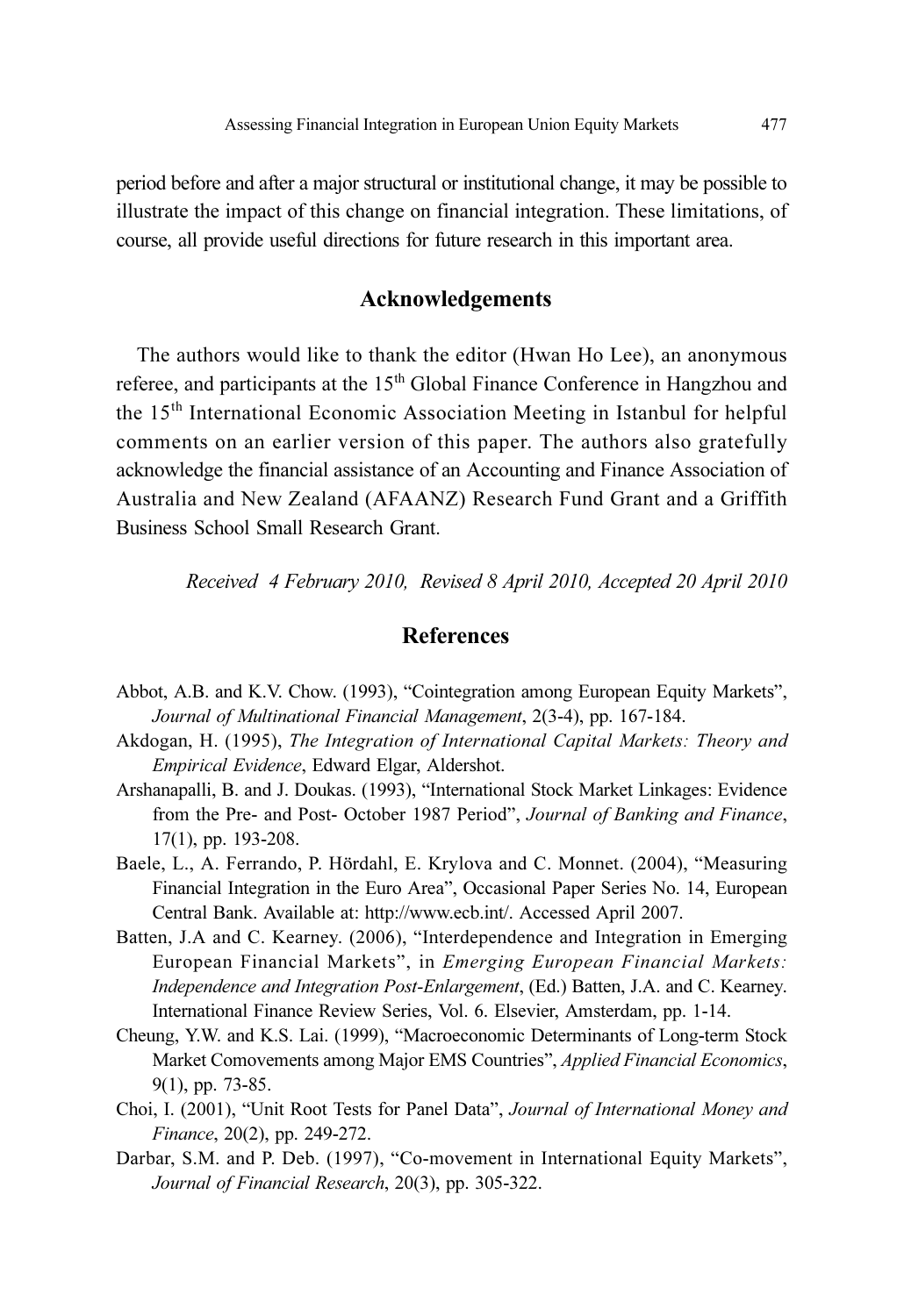period before and after a major structural or institutional change, it may be possible to illustrate the impact of this change on financial integration. These limitations, of course, all provide useful directions for future research in this important area.

## Acknowledgements

The authors would like to thank the editor (Hwan Ho Lee), an anonymous referee, and participants at the 15th Global Finance Conference in Hangzhou and the 15th International Economic Association Meeting in Istanbul for helpful comments on an earlier version of this paper. The authors also gratefully acknowledge the financial assistance of an Accounting and Finance Association of Australia and New Zealand (AFAANZ) Research Fund Grant and a Griffith Business School Small Research Grant.

*Received 4 February 2010, Revised 8 April 2010, Accepted 20 April 2010*

## References

Abbot, A.B. and K.V. Chow. (1993), "Cointegration among European Equity Markets", *Journal of Multinational Financial Management*, 2(3-4), pp. 167-184.

Akdogan, H. (1995), *The Integration of International Capital Markets: Theory and Empirical Evidence*, Edward Elgar, Aldershot.

Arshanapalli, B. and J. Doukas. (1993), "International Stock Market Linkages: Evidence from the Pre- and Post- October 1987 Period", *Journal of Banking and Finance*, 17(1), pp. 193-208.

Baele, L., A. Ferrando, P. Hördahl, E. Krylova and C. Monnet. (2004), "Measuring Financial Integration in the Euro Area", Occasional Paper Series No. 14, European Central Bank. Available at: http://www.ecb.int/. Accessed April 2007.

Batten, J.A and C. Kearney. (2006), "Interdependence and Integration in Emerging European Financial Markets", in *Emerging European Financial Markets: Independence and Integration Post-Enlargement*, (Ed.) Batten, J.A. and C. Kearney. International Finance Review Series, Vol. 6. Elsevier, Amsterdam, pp. 1-14.

Cheung, Y.W. and K.S. Lai. (1999), "Macroeconomic Determinants of Long-term Stock Market Comovements among Major EMS Countries", *Applied Financial Economics*, 9(1), pp. 73-85.

Choi, I. (2001), "Unit Root Tests for Panel Data", *Journal of International Money and Finance*, 20(2), pp. 249-272.

Darbar, S.M. and P. Deb. (1997), "Co-movement in International Equity Markets", *Journal of Financial Research*, 20(3), pp. 305-322.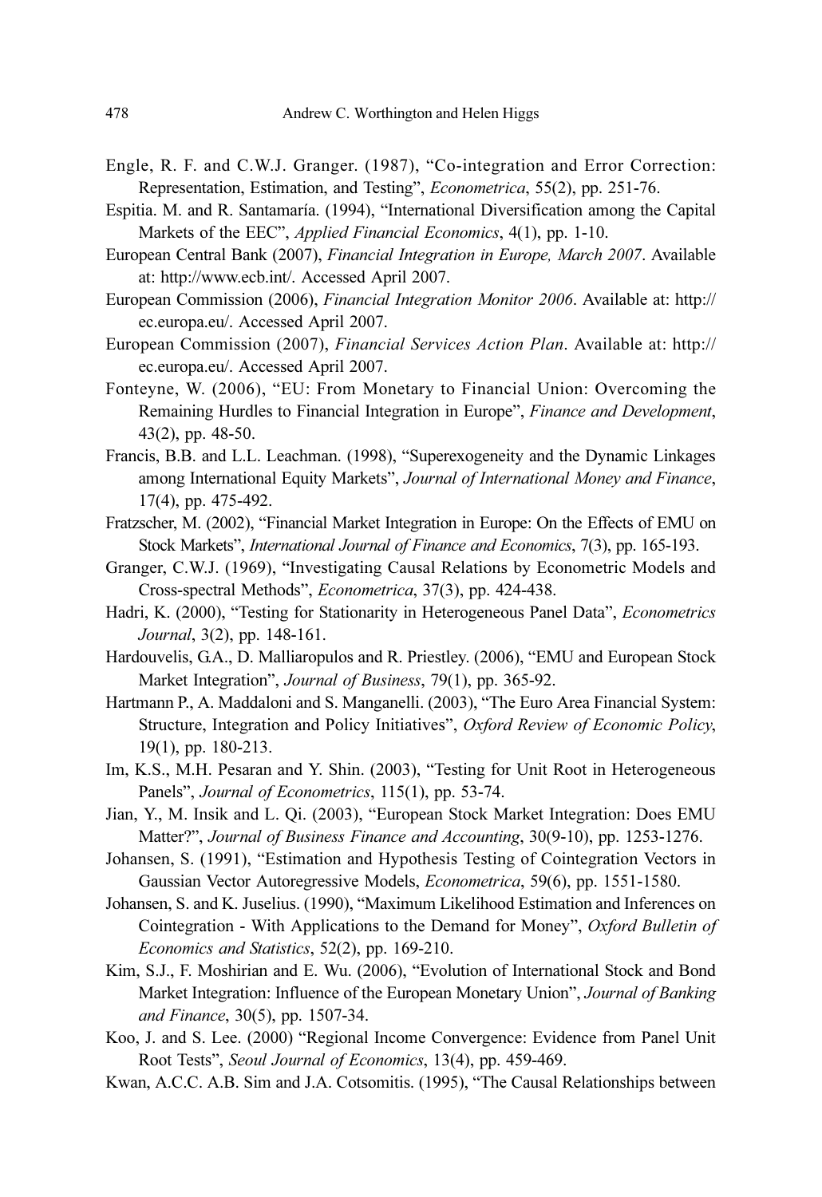Engle, R. F. and C.W.J. Granger. (1987), "Co-integration and Error Correction: Representation, Estimation, and Testing", *Econometrica*, 55(2), pp. 251-76.

Espitia. M. and R. Santamaría. (1994), "International Diversification among the Capital Markets of the EEC", *Applied Financial Economics*, 4(1), pp. 1-10.

European Central Bank (2007), *Financial Integration in Europe, March 2007*. Available at: http://www.ecb.int/. Accessed April 2007.

European Commission (2006), *Financial Integration Monitor 2006*. Available at: http://ec.europa.eu/. Accessed April 2007.

European Commission (2007), *Financial Services Action Plan*. Available at: http://ec.europa.eu/. Accessed April 2007.

Fonteyne, W. (2006), "EU: From Monetary to Financial Union: Overcoming the Remaining Hurdles to Financial Integration in Europe", *Finance and Development*, 43(2), pp. 48-50.

Francis, B.B. and L.L. Leachman. (1998), "Superexogeneity and the Dynamic Linkages among International Equity Markets", *Journal of International Money and Finance*, 17(4), pp. 475-492.

Fratzscher, M. (2002), "Financial Market Integration in Europe: On the Effects of EMU on Stock Markets", *International Journal of Finance and Economics*, 7(3), pp. 165-193.

Granger, C.W.J. (1969), "Investigating Causal Relations by Econometric Models and Cross-spectral Methods", *Econometrica*, 37(3), pp. 424-438.

Hadri, K. (2000), "Testing for Stationarity in Heterogeneous Panel Data", *Econometrics Journal*, 3(2), pp. 148-161.

Hardouvelis, G.A., D. Malliaropulos and R. Priestley. (2006), "EMU and European Stock Market Integration", *Journal of Business*, 79(1), pp. 365-92.

Hartmann P., A. Maddaloni and S. Manganelli. (2003), "The Euro Area Financial System: Structure, Integration and Policy Initiatives", *Oxford Review of Economic Policy*, 19(1), pp. 180-213.

Im, K.S., M.H. Pesaran and Y. Shin. (2003), "Testing for Unit Root in Heterogeneous Panels", *Journal of Econometrics*, 115(1), pp. 53-74.

Jian, Y., M. Insik and L. Qi. (2003), "European Stock Market Integration: Does EMU Matter?", *Journal of Business Finance and Accounting*, 30(9-10), pp. 1253-1276.

Johansen, S. (1991), "Estimation and Hypothesis Testing of Cointegration Vectors in Gaussian Vector Autoregressive Models, *Econometrica*, 59(6), pp. 1551-1580.

Johansen, S. and K. Juselius. (1990), "Maximum Likelihood Estimation and Inferences on Cointegration - With Applications to the Demand for Money", *Oxford Bulletin of Economics and Statistics*, 52(2), pp. 169-210.

Kim, S.J., F. Moshirian and E. Wu. (2006), "Evolution of International Stock and Bond Market Integration: Influence of the European Monetary Union", *Journal of Banking and Finance*, 30(5), pp. 1507-34.

Koo, J. and S. Lee. (2000) "Regional Income Convergence: Evidence from Panel Unit Root Tests", *Seoul Journal of Economics*, 13(4), pp. 459-469.

Kwan, A.C.C. A.B. Sim and J.A. Cotsomitis. (1995), "The Causal Relationships between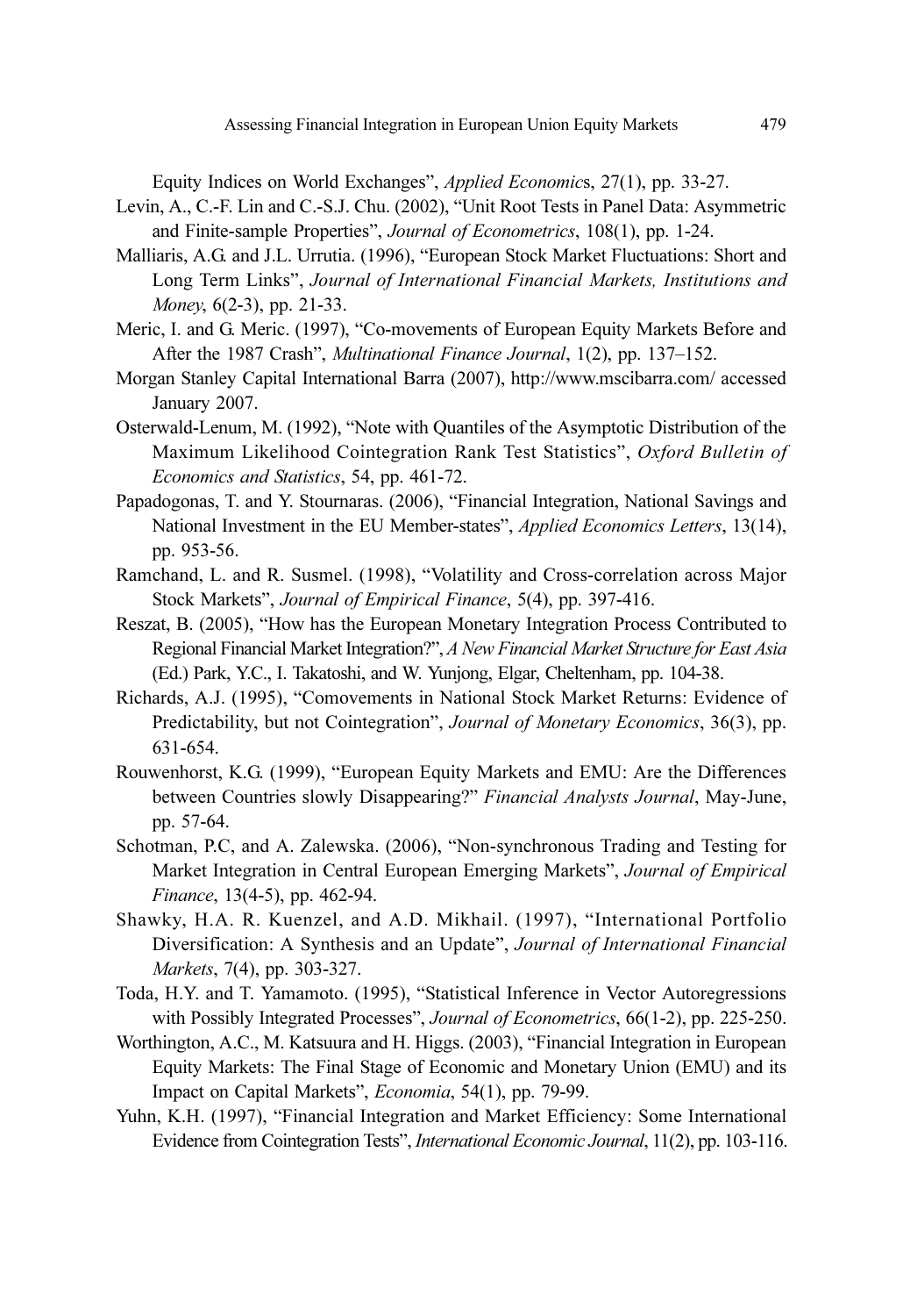Equity Indices on World Exchanges", *Applied Economics*, 27(1), pp. 33-27.

Levin, A., C.-F. Lin and C.-S.J. Chu. (2002), "Unit Root Tests in Panel Data: Asymmetric and Finite-sample Properties", *Journal of Econometrics*, 108(1), pp. 1-24.

Malliaris, A.G. and J.L. Urrutia. (1996), "European Stock Market Fluctuations: Short and Long Term Links", *Journal of International Financial Markets, Institutions and Money*, 6(2-3), pp. 21-33.

Meric, I. and G. Meric. (1997), "Co-movements of European Equity Markets Before and After the 1987 Crash", *Multinational Finance Journal*, 1(2), pp. 137–152.

Morgan Stanley Capital International Barra (2007), http://www.mscibarra.com/ accessed January 2007.

Osterwald-Lenum, M. (1992), "Note with Quantiles of the Asymptotic Distribution of the Maximum Likelihood Cointegration Rank Test Statistics", *Oxford Bulletin of Economics and Statistics*, 54, pp. 461-72.

Papadogonas, T. and Y. Stournaras. (2006), "Financial Integration, National Savings and National Investment in the EU Member-states", *Applied Economics Letters*, 13(14), pp. 953-56.

Ramchand, L. and R. Susmel. (1998), "Volatility and Cross-correlation across Major Stock Markets", *Journal of Empirical Finance*, 5(4), pp. 397-416.

Reszat, B. (2005), "How has the European Monetary Integration Process Contributed to Regional Financial Market Integration?", *A New Financial Market Structure for East Asia* (Ed.) Park, Y.C., I. Takatoshi, and W. Yunjong, Elgar, Cheltenham, pp. 104-38.

Richards, A.J. (1995), "Comovements in National Stock Market Returns: Evidence of Predictability, but not Cointegration", *Journal of Monetary Economics*, 36(3), pp. 631-654.

Rouwenhorst, K.G. (1999), "European Equity Markets and EMU: Are the Differences between Countries slowly Disappearing?" *Financial Analysts Journal*, May-June, pp. 57-64.

Schotman, P.C, and A. Zalewska. (2006), "Non-synchronous Trading and Testing for Market Integration in Central European Emerging Markets", *Journal of Empirical Finance*, 13(4-5), pp. 462-94.

Shawky, H.A. R. Kuenzel, and A.D. Mikhail. (1997), "International Portfolio Diversification: A Synthesis and an Update", *Journal of International Financial Markets*, 7(4), pp. 303-327.

Toda, H.Y. and T. Yamamoto. (1995), "Statistical Inference in Vector Autoregressions with Possibly Integrated Processes", *Journal of Econometrics*, 66(1-2), pp. 225-250.

Worthington, A.C., M. Katsuura and H. Higgs. (2003), "Financial Integration in European Equity Markets: The Final Stage of Economic and Monetary Union (EMU) and its Impact on Capital Markets", *Economia*, 54(1), pp. 79-99.

Yuhn, K.H. (1997), "Financial Integration and Market Efficiency: Some International Evidence from Cointegration Tests", *International Economic Journal*, 11(2), pp. 103-116.